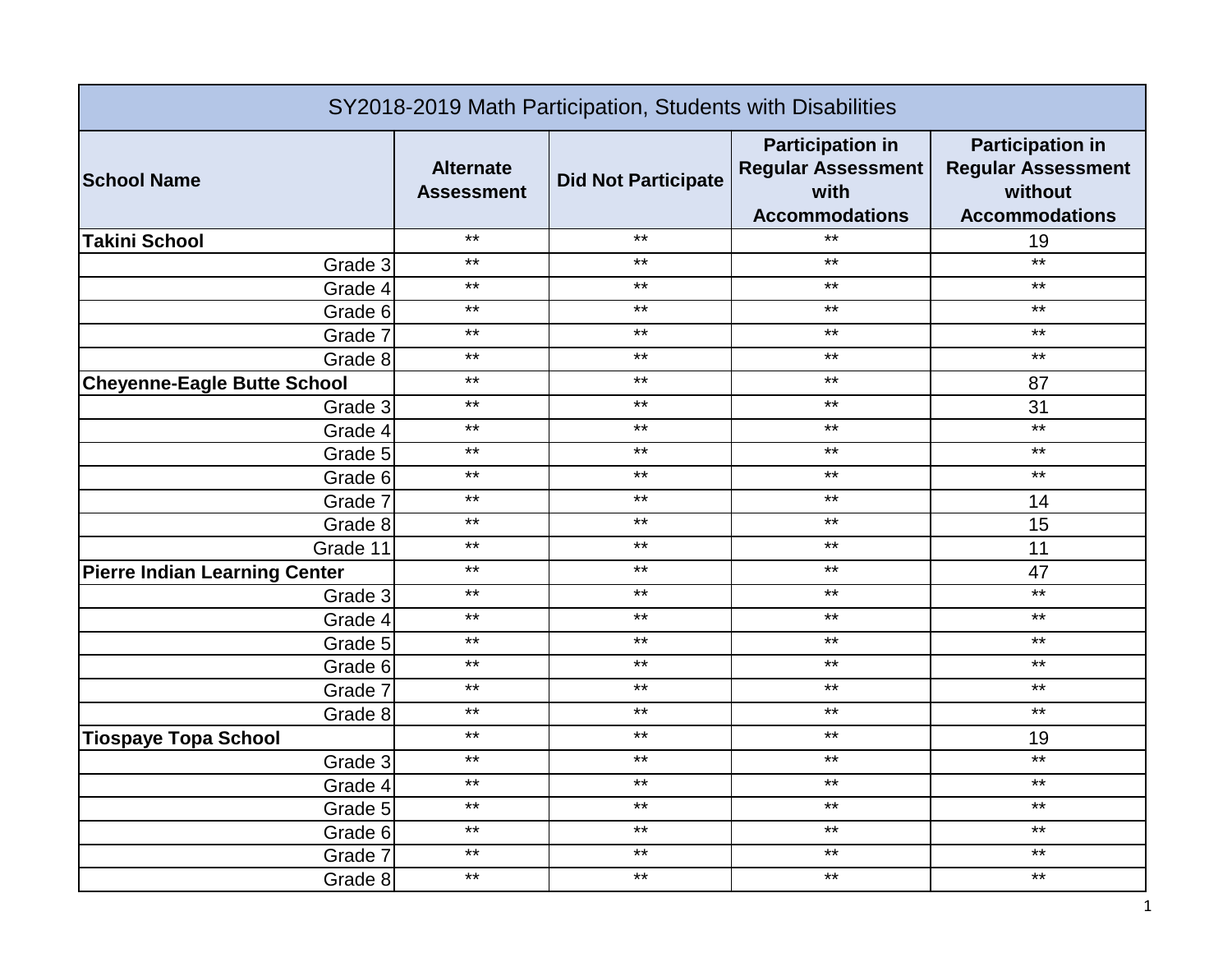| SY2018-2019 Math Participation, Students with Disabilities | | | | |
|---|---|---|---|---|
| **School Name** | **Alternate Assessment** | **Did Not Participate** | **Participation in Regular Assessment with Accommodations** | **Participation in Regular Assessment without Accommodations** |
| **Takini School** | ** | ** | ** | 19 |
| Grade 3 | ** | ** | ** | ** |
| Grade 4 | ** | ** | ** | ** |
| Grade 6 | ** | ** | ** | ** |
| Grade 7 | ** | ** | ** | ** |
| Grade 8 | ** | ** | ** | ** |
| **Cheyenne-Eagle Butte School** | ** | ** | ** | 87 |
| Grade 3 | ** | ** | ** | 31 |
| Grade 4 | ** | ** | ** | ** |
| Grade 5 | ** | ** | ** | ** |
| Grade 6 | ** | ** | ** | ** |
| Grade 7 | ** | ** | ** | 14 |
| Grade 8 | ** | ** | ** | 15 |
| Grade 11 | ** | ** | ** | 11 |
| **Pierre Indian Learning Center** | ** | ** | ** | 47 |
| Grade 3 | ** | ** | ** | ** |
| Grade 4 | ** | ** | ** | ** |
| Grade 5 | ** | ** | ** | ** |
| Grade 6 | ** | ** | ** | ** |
| Grade 7 | ** | ** | ** | ** |
| Grade 8 | ** | ** | ** | ** |
| **Tiospaye Topa School** | ** | ** | ** | 19 |
| Grade 3 | ** | ** | ** | ** |
| Grade 4 | ** | ** | ** | ** |
| Grade 5 | ** | ** | ** | ** |
| Grade 6 | ** | ** | ** | ** |
| Grade 7 | ** | ** | ** | ** |
| Grade 8 | ** | ** | ** | ** |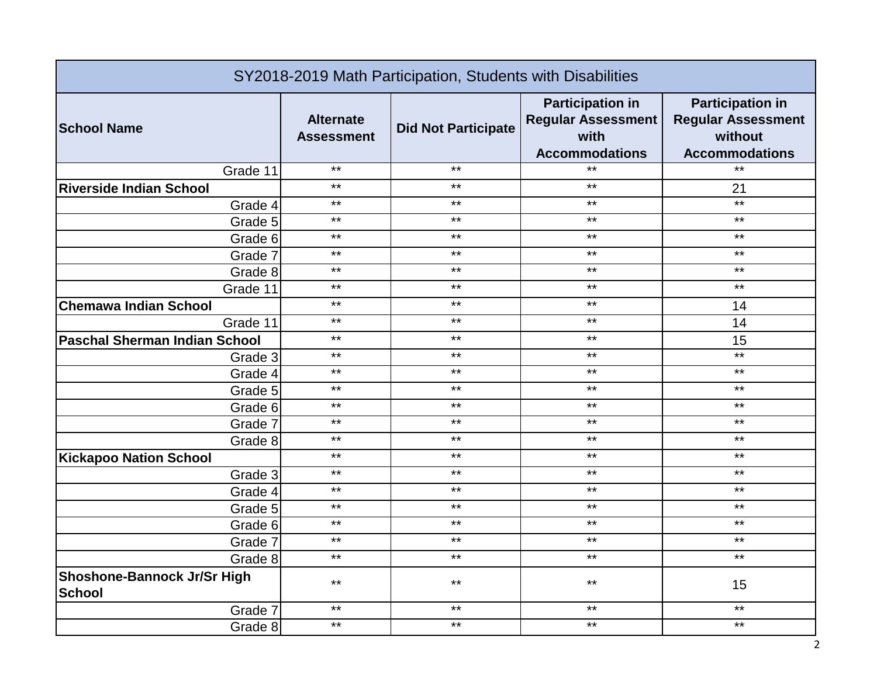| SY2018-2019 Math Participation, Students with Disabilities | | | | |
|---|---|---|---|---|
| **School Name** | **Alternate Assessment** | **Did Not Participate** | **Participation in Regular Assessment with Accommodations** | **Participation in Regular Assessment without Accommodations** |
| Grade 11 | ** | ** | ** | ** |
| **Riverside Indian School** | ** | ** | ** | 21 |
| Grade 4 | ** | ** | ** | ** |
| Grade 5 | ** | ** | ** | ** |
| Grade 6 | ** | ** | ** | ** |
| Grade 7 | ** | ** | ** | ** |
| Grade 8 | ** | ** | ** | ** |
| Grade 11 | ** | ** | ** | ** |
| **Chemawa Indian School** | ** | ** | ** | 14 |
| Grade 11 | ** | ** | ** | 14 |
| **Paschal Sherman Indian School** | ** | ** | ** | 15 |
| Grade 3 | ** | ** | ** | ** |
| Grade 4 | ** | ** | ** | ** |
| Grade 5 | ** | ** | ** | ** |
| Grade 6 | ** | ** | ** | ** |
| Grade 7 | ** | ** | ** | ** |
| Grade 8 | ** | ** | ** | ** |
| **Kickapoo Nation School** | ** | ** | ** | ** |
| Grade 3 | ** | ** | ** | ** |
| Grade 4 | ** | ** | ** | ** |
| Grade 5 | ** | ** | ** | ** |
| Grade 6 | ** | ** | ** | ** |
| Grade 7 | ** | ** | ** | ** |
| Grade 8 | ** | ** | ** | ** |
| **Shoshone-Bannock Jr/Sr High School** | ** | ** | ** | 15 |
| Grade 7 | ** | ** | ** | ** |
| Grade 8 | ** | ** | ** | ** |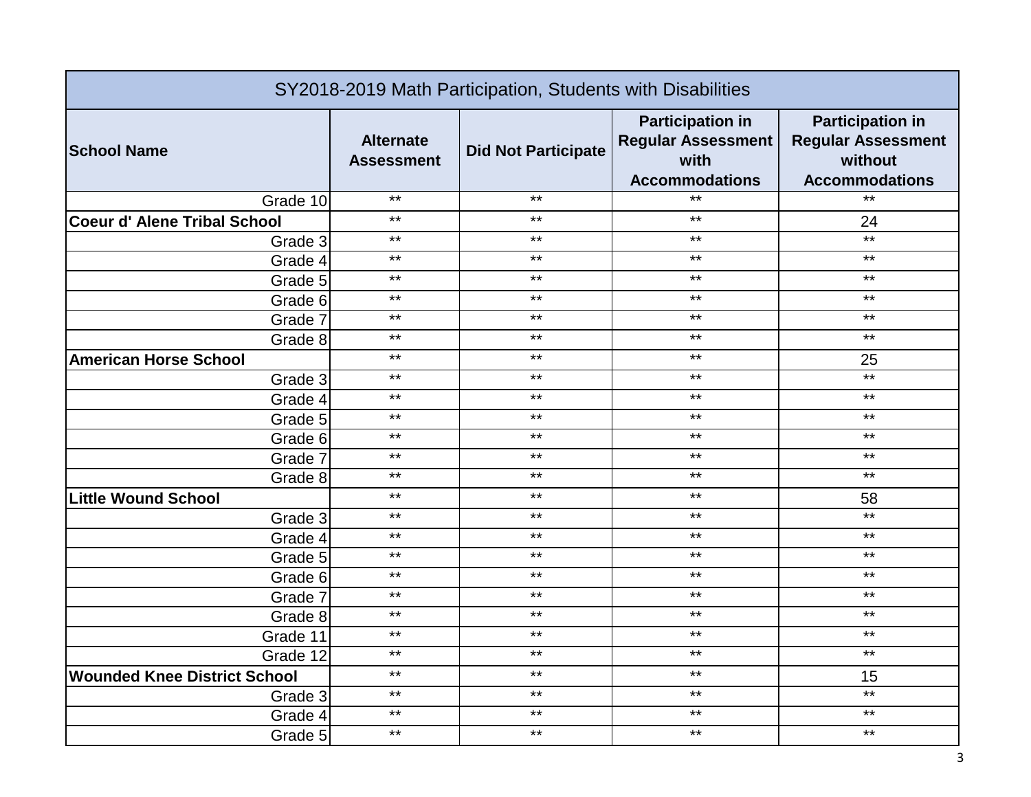| SY2018-2019 Math Participation, Students with Disabilities | | | | |
|---|---|---|---|---|
| **School Name** | **Alternate Assessment** | **Did Not Participate** | **Participation in Regular Assessment with Accommodations** | **Participation in Regular Assessment without Accommodations** |
| Grade 10 | ** | ** | ** | ** |
| **Coeur d' Alene Tribal School** | ** | ** | ** | 24 |
| Grade 3 | ** | ** | ** | ** |
| Grade 4 | ** | ** | ** | ** |
| Grade 5 | ** | ** | ** | ** |
| Grade 6 | ** | ** | ** | ** |
| Grade 7 | ** | ** | ** | ** |
| Grade 8 | ** | ** | ** | ** |
| **American Horse School** | ** | ** | ** | 25 |
| Grade 3 | ** | ** | ** | ** |
| Grade 4 | ** | ** | ** | ** |
| Grade 5 | ** | ** | ** | ** |
| Grade 6 | ** | ** | ** | ** |
| Grade 7 | ** | ** | ** | ** |
| Grade 8 | ** | ** | ** | ** |
| **Little Wound School** | ** | ** | ** | 58 |
| Grade 3 | ** | ** | ** | ** |
| Grade 4 | ** | ** | ** | ** |
| Grade 5 | ** | ** | ** | ** |
| Grade 6 | ** | ** | ** | ** |
| Grade 7 | ** | ** | ** | ** |
| Grade 8 | ** | ** | ** | ** |
| Grade 11 | ** | ** | ** | ** |
| Grade 12 | ** | ** | ** | ** |
| **Wounded Knee District School** | ** | ** | ** | 15 |
| Grade 3 | ** | ** | ** | ** |
| Grade 4 | ** | ** | ** | ** |
| Grade 5 | ** | ** | ** | ** |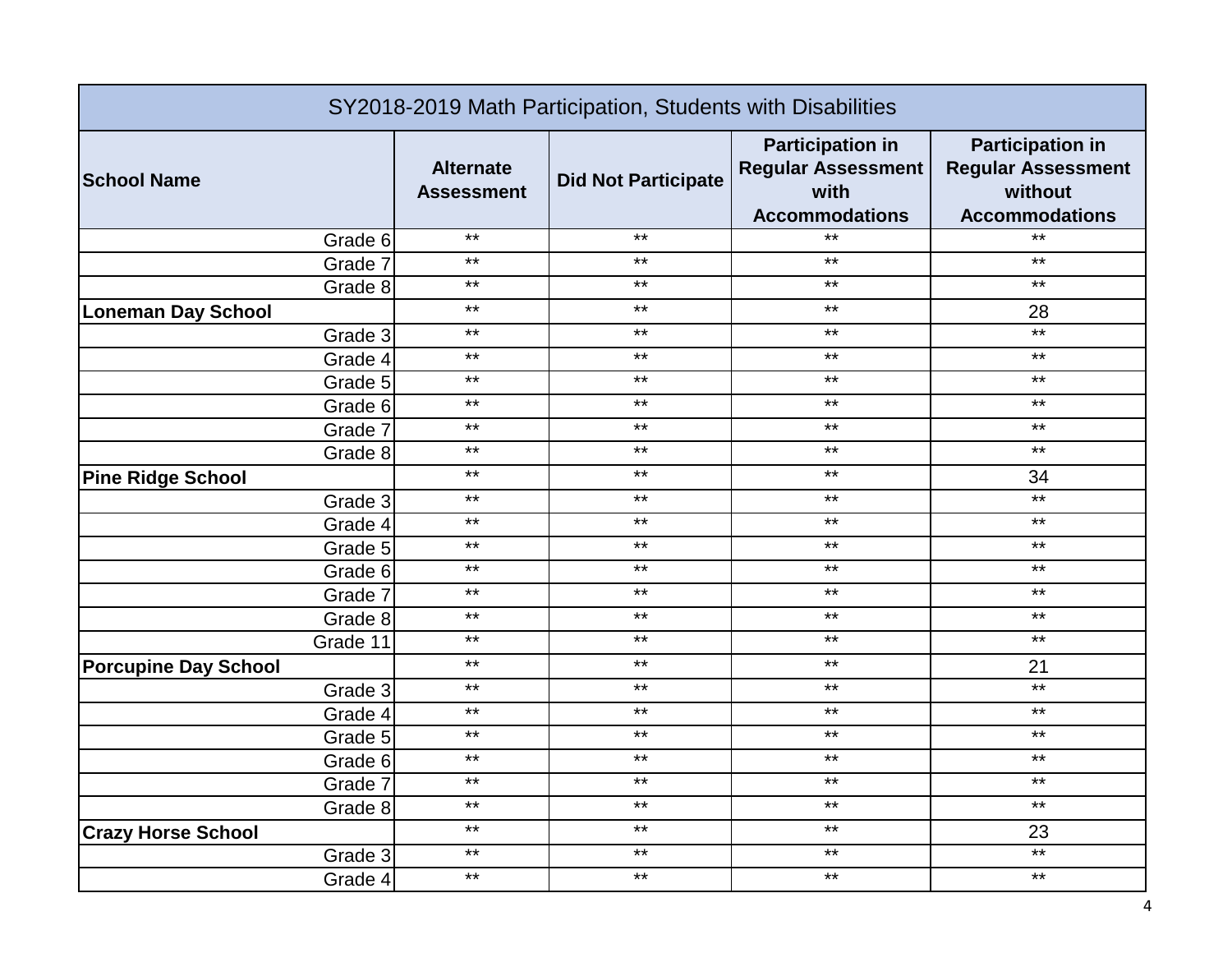| SY2018-2019 Math Participation, Students with Disabilities | | | | |
|---|---|---|---|---|
| **School Name** | **Alternate Assessment** | **Did Not Participate** | **Participation in Regular Assessment with Accommodations** | **Participation in Regular Assessment without Accommodations** |
| Grade 6 | ** | ** | ** | ** |
| Grade 7 | ** | ** | ** | ** |
| Grade 8 | ** | ** | ** | ** |
| **Loneman Day School** | ** | ** | ** | 28 |
| Grade 3 | ** | ** | ** | ** |
| Grade 4 | ** | ** | ** | ** |
| Grade 5 | ** | ** | ** | ** |
| Grade 6 | ** | ** | ** | ** |
| Grade 7 | ** | ** | ** | ** |
| Grade 8 | ** | ** | ** | ** |
| **Pine Ridge School** | ** | ** | ** | 34 |
| Grade 3 | ** | ** | ** | ** |
| Grade 4 | ** | ** | ** | ** |
| Grade 5 | ** | ** | ** | ** |
| Grade 6 | ** | ** | ** | ** |
| Grade 7 | ** | ** | ** | ** |
| Grade 8 | ** | ** | ** | ** |
| Grade 11 | ** | ** | ** | ** |
| **Porcupine Day School** | ** | ** | ** | 21 |
| Grade 3 | ** | ** | ** | ** |
| Grade 4 | ** | ** | ** | ** |
| Grade 5 | ** | ** | ** | ** |
| Grade 6 | ** | ** | ** | ** |
| Grade 7 | ** | ** | ** | ** |
| Grade 8 | ** | ** | ** | ** |
| **Crazy Horse School** | ** | ** | ** | 23 |
| Grade 3 | ** | ** | ** | ** |
| Grade 4 | ** | ** | ** | ** |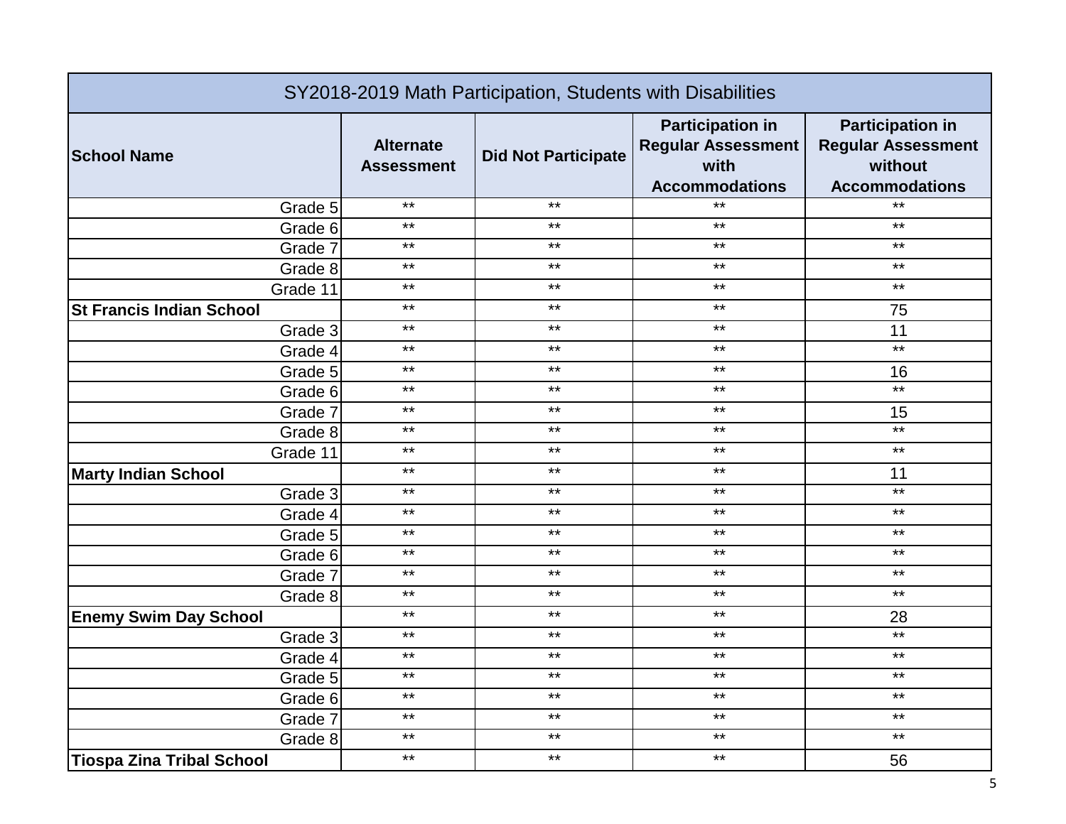| SY2018-2019 Math Participation, Students with Disabilities | | | | |
|---|---|---|---|---|
| **School Name** | **Alternate Assessment** | **Did Not Participate** | **Participation in Regular Assessment with Accommodations** | **Participation in Regular Assessment without Accommodations** |
| Grade 5 | ** | ** | ** | ** |
| Grade 6 | ** | ** | ** | ** |
| Grade 7 | ** | ** | ** | ** |
| Grade 8 | ** | ** | ** | ** |
| Grade 11 | ** | ** | ** | ** |
| **St Francis Indian School** | ** | ** | ** | 75 |
| Grade 3 | ** | ** | ** | 11 |
| Grade 4 | ** | ** | ** | ** |
| Grade 5 | ** | ** | ** | 16 |
| Grade 6 | ** | ** | ** | ** |
| Grade 7 | ** | ** | ** | 15 |
| Grade 8 | ** | ** | ** | ** |
| Grade 11 | ** | ** | ** | ** |
| **Marty Indian School** | ** | ** | ** | 11 |
| Grade 3 | ** | ** | ** | ** |
| Grade 4 | ** | ** | ** | ** |
| Grade 5 | ** | ** | ** | ** |
| Grade 6 | ** | ** | ** | ** |
| Grade 7 | ** | ** | ** | ** |
| Grade 8 | ** | ** | ** | ** |
| **Enemy Swim Day School** | ** | ** | ** | 28 |
| Grade 3 | ** | ** | ** | ** |
| Grade 4 | ** | ** | ** | ** |
| Grade 5 | ** | ** | ** | ** |
| Grade 6 | ** | ** | ** | ** |
| Grade 7 | ** | ** | ** | ** |
| Grade 8 | ** | ** | ** | ** |
| **Tiospa Zina Tribal School** | ** | ** | ** | 56 |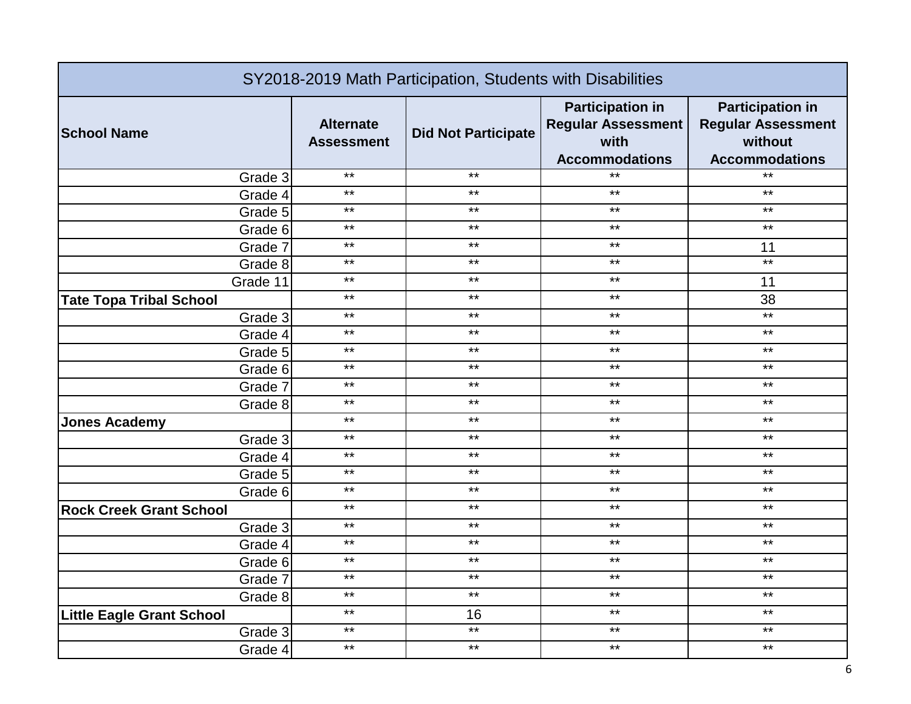| SY2018-2019 Math Participation, Students with Disabilities | | | | |
|---|---|---|---|---|
| **School Name** | **Alternate Assessment** | **Did Not Participate** | **Participation in Regular Assessment with Accommodations** | **Participation in Regular Assessment without Accommodations** |
| Grade 3 | ** | ** | ** | ** |
| Grade 4 | ** | ** | ** | ** |
| Grade 5 | ** | ** | ** | ** |
| Grade 6 | ** | ** | ** | ** |
| Grade 7 | ** | ** | ** | 11 |
| Grade 8 | ** | ** | ** | ** |
| Grade 11 | ** | ** | ** | 11 |
| **Tate Topa Tribal School** | ** | ** | ** | 38 |
| Grade 3 | ** | ** | ** | ** |
| Grade 4 | ** | ** | ** | ** |
| Grade 5 | ** | ** | ** | ** |
| Grade 6 | ** | ** | ** | ** |
| Grade 7 | ** | ** | ** | ** |
| Grade 8 | ** | ** | ** | ** |
| **Jones Academy** | ** | ** | ** | ** |
| Grade 3 | ** | ** | ** | ** |
| Grade 4 | ** | ** | ** | ** |
| Grade 5 | ** | ** | ** | ** |
| Grade 6 | ** | ** | ** | ** |
| **Rock Creek Grant School** | ** | ** | ** | ** |
| Grade 3 | ** | ** | ** | ** |
| Grade 4 | ** | ** | ** | ** |
| Grade 6 | ** | ** | ** | ** |
| Grade 7 | ** | ** | ** | ** |
| Grade 8 | ** | ** | ** | ** |
| **Little Eagle Grant School** | ** | 16 | ** | ** |
| Grade 3 | ** | ** | ** | ** |
| Grade 4 | ** | ** | ** | ** |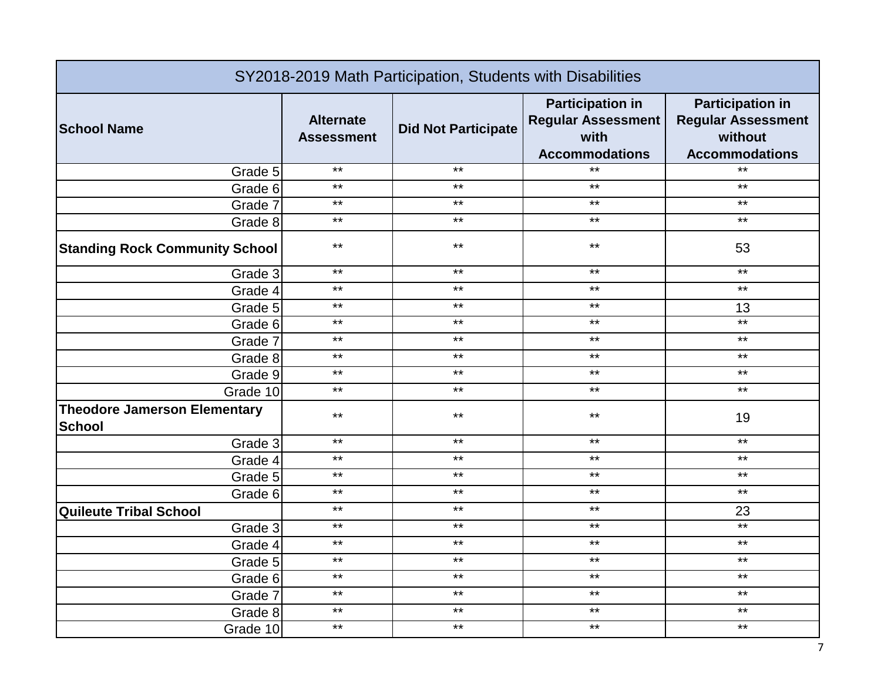| SY2018-2019 Math Participation, Students with Disabilities | | | | |
|---|---|---|---|---|
| **School Name** | **Alternate Assessment** | **Did Not Participate** | **Participation in Regular Assessment with Accommodations** | **Participation in Regular Assessment without Accommodations** |
| Grade 5 | ** | ** | ** | ** |
| Grade 6 | ** | ** | ** | ** |
| Grade 7 | ** | ** | ** | ** |
| Grade 8 | ** | ** | ** | ** |
| **Standing Rock Community School** | ** | ** | ** | 53 |
| Grade 3 | ** | ** | ** | ** |
| Grade 4 | ** | ** | ** | ** |
| Grade 5 | ** | ** | ** | 13 |
| Grade 6 | ** | ** | ** | ** |
| Grade 7 | ** | ** | ** | ** |
| Grade 8 | ** | ** | ** | ** |
| Grade 9 | ** | ** | ** | ** |
| Grade 10 | ** | ** | ** | ** |
| **Theodore Jamerson Elementary School** | ** | ** | ** | 19 |
| Grade 3 | ** | ** | ** | ** |
| Grade 4 | ** | ** | ** | ** |
| Grade 5 | ** | ** | ** | ** |
| Grade 6 | ** | ** | ** | ** |
| **Quileute Tribal School** | ** | ** | ** | 23 |
| Grade 3 | ** | ** | ** | ** |
| Grade 4 | ** | ** | ** | ** |
| Grade 5 | ** | ** | ** | ** |
| Grade 6 | ** | ** | ** | ** |
| Grade 7 | ** | ** | ** | ** |
| Grade 8 | ** | ** | ** | ** |
| Grade 10 | ** | ** | ** | ** |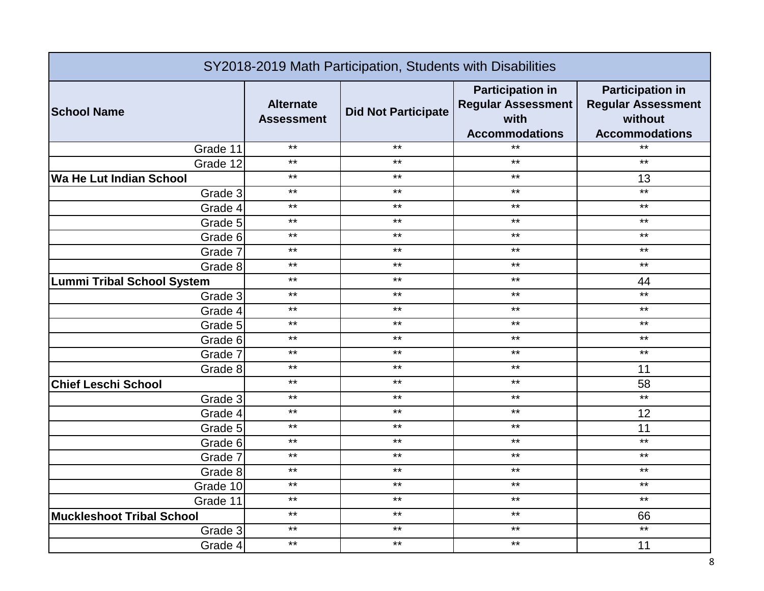| SY2018-2019 Math Participation, Students with Disabilities | | | | |
|---|---|---|---|---|
| **School Name** | **Alternate Assessment** | **Did Not Participate** | **Participation in Regular Assessment with Accommodations** | **Participation in Regular Assessment without Accommodations** |
| Grade 11 | ** | ** | ** | ** |
| Grade 12 | ** | ** | ** | ** |
| **Wa He Lut Indian School** | ** | ** | ** | 13 |
| Grade 3 | ** | ** | ** | ** |
| Grade 4 | ** | ** | ** | ** |
| Grade 5 | ** | ** | ** | ** |
| Grade 6 | ** | ** | ** | ** |
| Grade 7 | ** | ** | ** | ** |
| Grade 8 | ** | ** | ** | ** |
| **Lummi Tribal School System** | ** | ** | ** | 44 |
| Grade 3 | ** | ** | ** | ** |
| Grade 4 | ** | ** | ** | ** |
| Grade 5 | ** | ** | ** | ** |
| Grade 6 | ** | ** | ** | ** |
| Grade 7 | ** | ** | ** | ** |
| Grade 8 | ** | ** | ** | 11 |
| **Chief Leschi School** | ** | ** | ** | 58 |
| Grade 3 | ** | ** | ** | ** |
| Grade 4 | ** | ** | ** | 12 |
| Grade 5 | ** | ** | ** | 11 |
| Grade 6 | ** | ** | ** | ** |
| Grade 7 | ** | ** | ** | ** |
| Grade 8 | ** | ** | ** | ** |
| Grade 10 | ** | ** | ** | ** |
| Grade 11 | ** | ** | ** | ** |
| **Muckleshoot Tribal School** | ** | ** | ** | 66 |
| Grade 3 | ** | ** | ** | ** |
| Grade 4 | ** | ** | ** | 11 |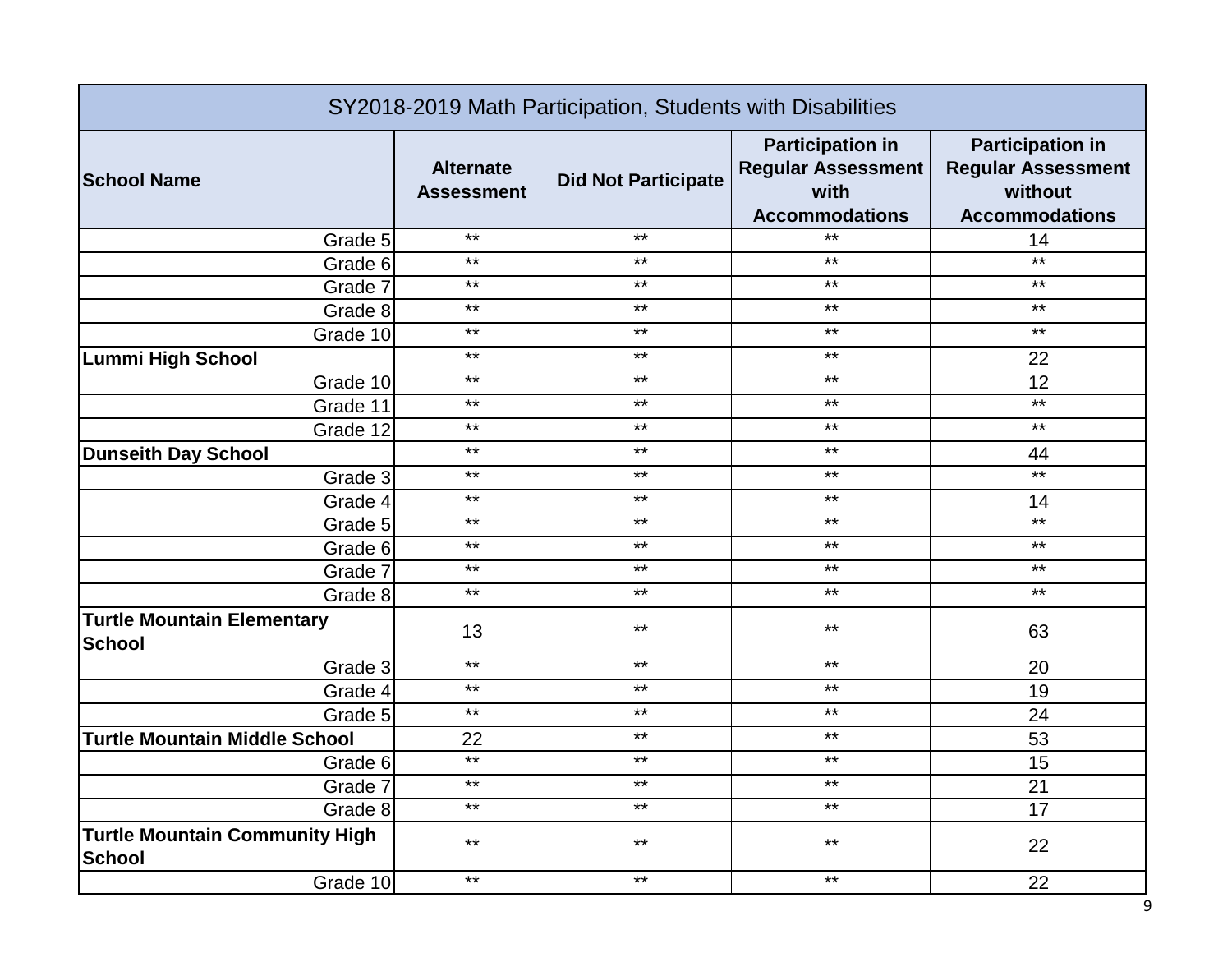| SY2018-2019 Math Participation, Students with Disabilities | | | | |
|---|---|---|---|---|
| **School Name** | **Alternate Assessment** | **Did Not Participate** | **Participation in Regular Assessment with Accommodations** | **Participation in Regular Assessment without Accommodations** |
| Grade 5 | ** | ** | ** | 14 |
| Grade 6 | ** | ** | ** | ** |
| Grade 7 | ** | ** | ** | ** |
| Grade 8 | ** | ** | ** | ** |
| Grade 10 | ** | ** | ** | ** |
| **Lummi High School** | ** | ** | ** | 22 |
| Grade 10 | ** | ** | ** | 12 |
| Grade 11 | ** | ** | ** | ** |
| Grade 12 | ** | ** | ** | ** |
| **Dunseith Day School** | ** | ** | ** | 44 |
| Grade 3 | ** | ** | ** | ** |
| Grade 4 | ** | ** | ** | 14 |
| Grade 5 | ** | ** | ** | ** |
| Grade 6 | ** | ** | ** | ** |
| Grade 7 | ** | ** | ** | ** |
| Grade 8 | ** | ** | ** | ** |
| **Turtle Mountain Elementary School** | 13 | ** | ** | 63 |
| Grade 3 | ** | ** | ** | 20 |
| Grade 4 | ** | ** | ** | 19 |
| Grade 5 | ** | ** | ** | 24 |
| **Turtle Mountain Middle School** | 22 | ** | ** | 53 |
| Grade 6 | ** | ** | ** | 15 |
| Grade 7 | ** | ** | ** | 21 |
| Grade 8 | ** | ** | ** | 17 |
| **Turtle Mountain Community High School** | ** | ** | ** | 22 |
| Grade 10 | ** | ** | ** | 22 |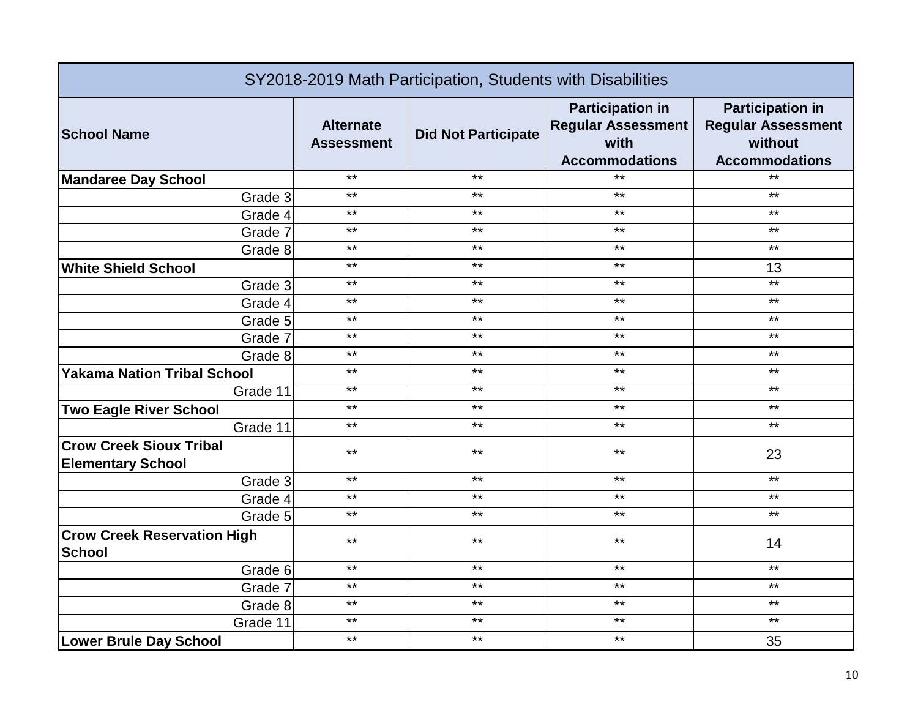| SY2018-2019 Math Participation, Students with Disabilities | | | | |
|---|---|---|---|---|
| **School Name** | **Alternate Assessment** | **Did Not Participate** | **Participation in Regular Assessment with Accommodations** | **Participation in Regular Assessment without Accommodations** |
| **Mandaree Day School** | ** | ** | ** | ** |
| Grade 3 | ** | ** | ** | ** |
| Grade 4 | ** | ** | ** | ** |
| Grade 7 | ** | ** | ** | ** |
| Grade 8 | ** | ** | ** | ** |
| **White Shield School** | ** | ** | ** | 13 |
| Grade 3 | ** | ** | ** | ** |
| Grade 4 | ** | ** | ** | ** |
| Grade 5 | ** | ** | ** | ** |
| Grade 7 | ** | ** | ** | ** |
| Grade 8 | ** | ** | ** | ** |
| **Yakama Nation Tribal School** | ** | ** | ** | ** |
| Grade 11 | ** | ** | ** | ** |
| **Two Eagle River School** | ** | ** | ** | ** |
| Grade 11 | ** | ** | ** | ** |
| **Crow Creek Sioux Tribal Elementary School** | ** | ** | ** | 23 |
| Grade 3 | ** | ** | ** | ** |
| Grade 4 | ** | ** | ** | ** |
| Grade 5 | ** | ** | ** | ** |
| **Crow Creek Reservation High School** | ** | ** | ** | 14 |
| Grade 6 | ** | ** | ** | ** |
| Grade 7 | ** | ** | ** | ** |
| Grade 8 | ** | ** | ** | ** |
| Grade 11 | ** | ** | ** | ** |
| **Lower Brule Day School** | ** | ** | ** | 35 |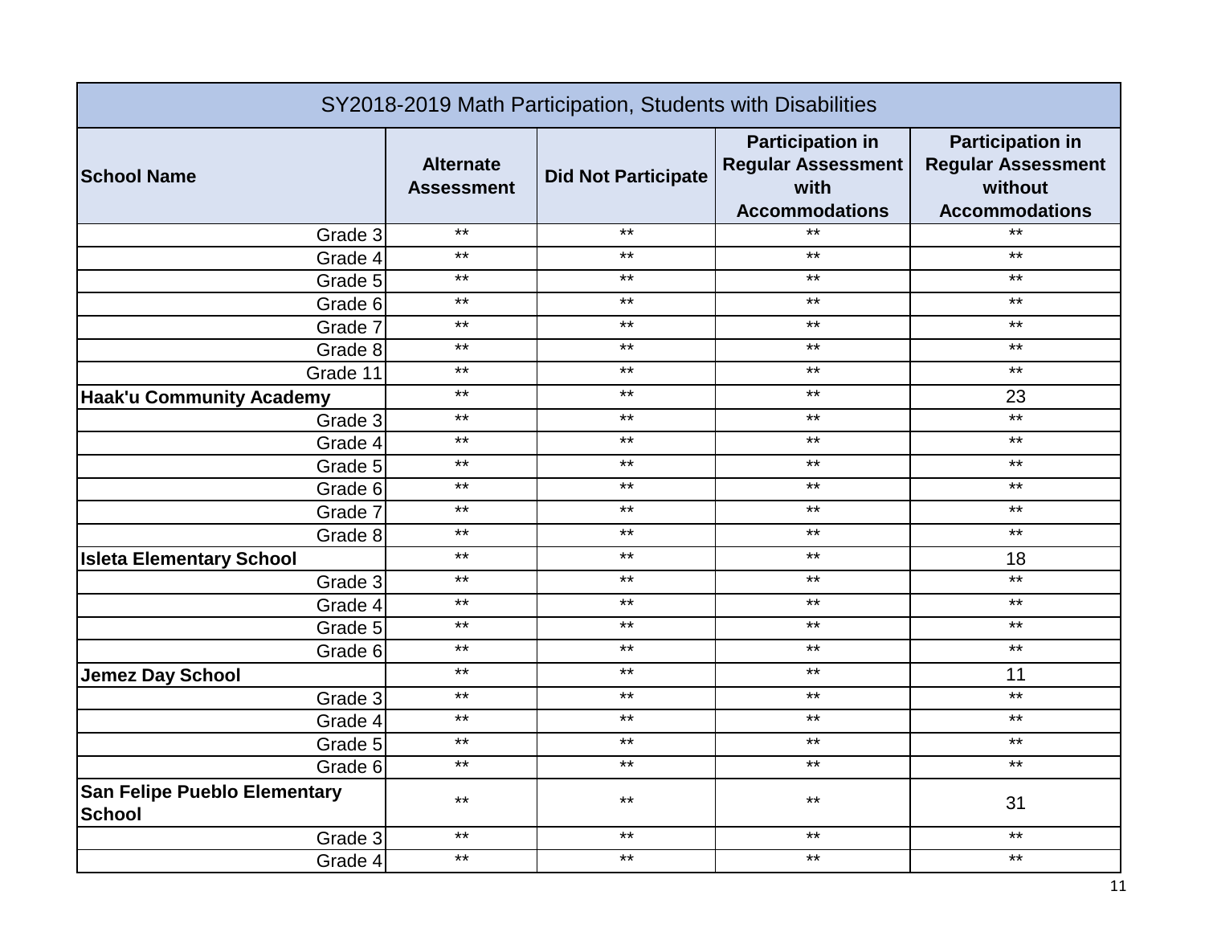| SY2018-2019 Math Participation, Students with Disabilities | | | | |
|---|---|---|---|---|
| **School Name** | **Alternate Assessment** | **Did Not Participate** | **Participation in Regular Assessment with Accommodations** | **Participation in Regular Assessment without Accommodations** |
| Grade 3 | ** | ** | ** | ** |
| Grade 4 | ** | ** | ** | ** |
| Grade 5 | ** | ** | ** | ** |
| Grade 6 | ** | ** | ** | ** |
| Grade 7 | ** | ** | ** | ** |
| Grade 8 | ** | ** | ** | ** |
| Grade 11 | ** | ** | ** | ** |
| **Haak'u Community Academy** | ** | ** | ** | 23 |
| Grade 3 | ** | ** | ** | ** |
| Grade 4 | ** | ** | ** | ** |
| Grade 5 | ** | ** | ** | ** |
| Grade 6 | ** | ** | ** | ** |
| Grade 7 | ** | ** | ** | ** |
| Grade 8 | ** | ** | ** | ** |
| **Isleta Elementary School** | ** | ** | ** | 18 |
| Grade 3 | ** | ** | ** | ** |
| Grade 4 | ** | ** | ** | ** |
| Grade 5 | ** | ** | ** | ** |
| Grade 6 | ** | ** | ** | ** |
| **Jemez Day School** | ** | ** | ** | 11 |
| Grade 3 | ** | ** | ** | ** |
| Grade 4 | ** | ** | ** | ** |
| Grade 5 | ** | ** | ** | ** |
| Grade 6 | ** | ** | ** | ** |
| **San Felipe Pueblo Elementary School** | ** | ** | ** | 31 |
| Grade 3 | ** | ** | ** | ** |
| Grade 4 | ** | ** | ** | ** |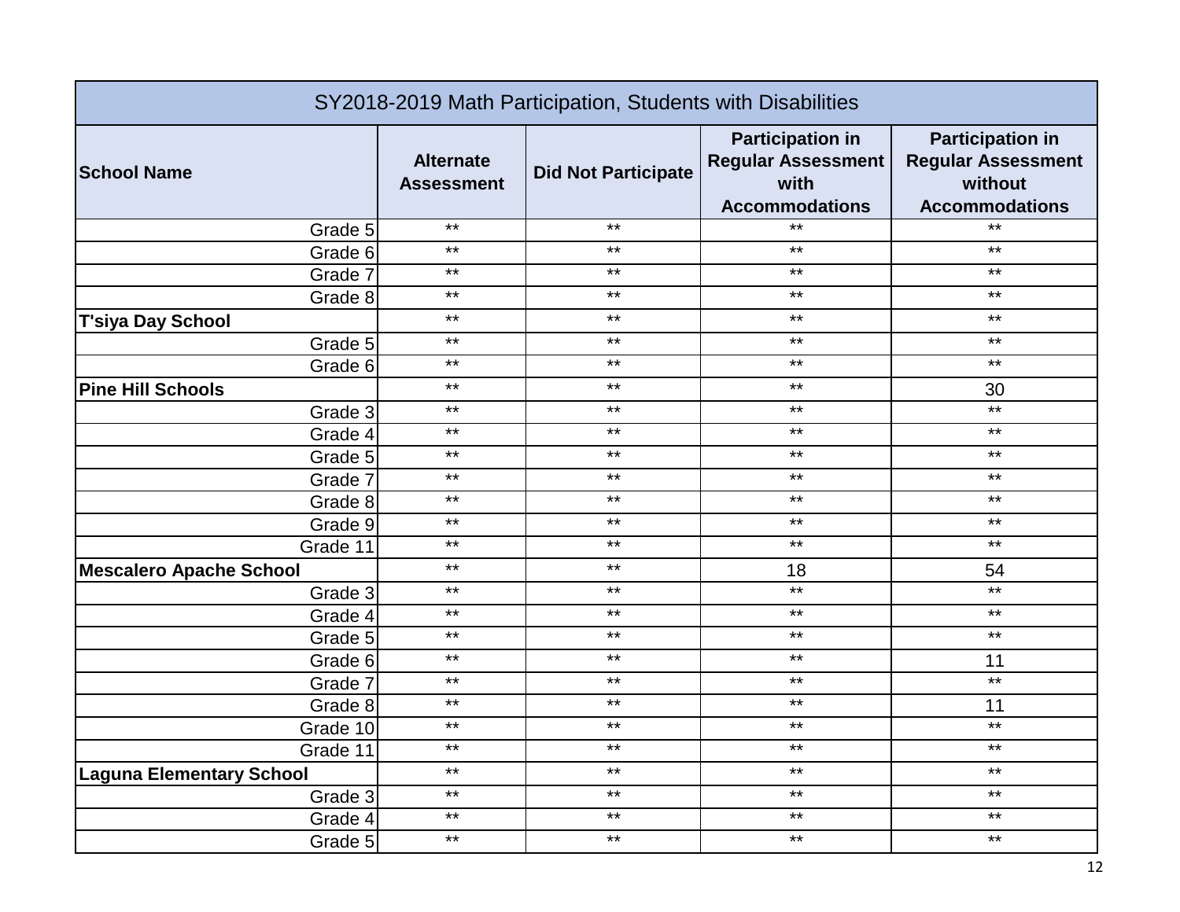| SY2018-2019 Math Participation, Students with Disabilities | | | | |
|---|---|---|---|---|
| **School Name** | **Alternate Assessment** | **Did Not Participate** | **Participation in Regular Assessment with Accommodations** | **Participation in Regular Assessment without Accommodations** |
| Grade 5 | ** | ** | ** | ** |
| Grade 6 | ** | ** | ** | ** |
| Grade 7 | ** | ** | ** | ** |
| Grade 8 | ** | ** | ** | ** |
| **T'siya Day School** | ** | ** | ** | ** |
| Grade 5 | ** | ** | ** | ** |
| Grade 6 | ** | ** | ** | ** |
| **Pine Hill Schools** | ** | ** | ** | 30 |
| Grade 3 | ** | ** | ** | ** |
| Grade 4 | ** | ** | ** | ** |
| Grade 5 | ** | ** | ** | ** |
| Grade 7 | ** | ** | ** | ** |
| Grade 8 | ** | ** | ** | ** |
| Grade 9 | ** | ** | ** | ** |
| Grade 11 | ** | ** | ** | ** |
| **Mescalero Apache School** | ** | ** | 18 | 54 |
| Grade 3 | ** | ** | ** | ** |
| Grade 4 | ** | ** | ** | ** |
| Grade 5 | ** | ** | ** | ** |
| Grade 6 | ** | ** | ** | 11 |
| Grade 7 | ** | ** | ** | ** |
| Grade 8 | ** | ** | ** | 11 |
| Grade 10 | ** | ** | ** | ** |
| Grade 11 | ** | ** | ** | ** |
| **Laguna Elementary School** | ** | ** | ** | ** |
| Grade 3 | ** | ** | ** | ** |
| Grade 4 | ** | ** | ** | ** |
| Grade 5 | ** | ** | ** | ** |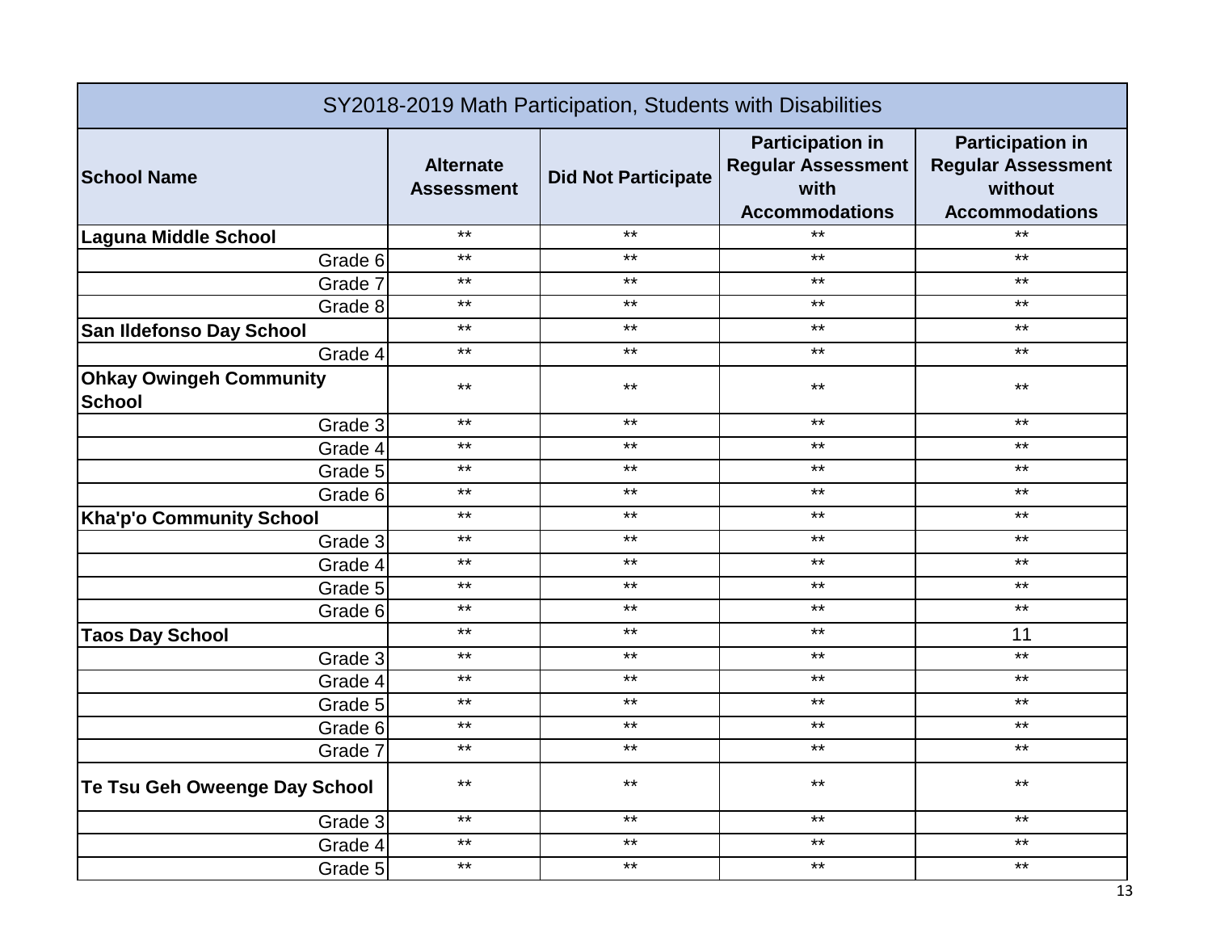| SY2018-2019 Math Participation, Students with Disabilities | | | | |
|---|---|---|---|---|
| **School Name** | **Alternate Assessment** | **Did Not Participate** | **Participation in Regular Assessment with Accommodations** | **Participation in Regular Assessment without Accommodations** |
| **Laguna Middle School** | ** | ** | ** | ** |
| Grade 6 | ** | ** | ** | ** |
| Grade 7 | ** | ** | ** | ** |
| Grade 8 | ** | ** | ** | ** |
| **San Ildefonso Day School** | ** | ** | ** | ** |
| Grade 4 | ** | ** | ** | ** |
| **Ohkay Owingeh Community School** | ** | ** | ** | ** |
| Grade 3 | ** | ** | ** | ** |
| Grade 4 | ** | ** | ** | ** |
| Grade 5 | ** | ** | ** | ** |
| Grade 6 | ** | ** | ** | ** |
| **Kha'p'o Community School** | ** | ** | ** | ** |
| Grade 3 | ** | ** | ** | ** |
| Grade 4 | ** | ** | ** | ** |
| Grade 5 | ** | ** | ** | ** |
| Grade 6 | ** | ** | ** | ** |
| **Taos Day School** | ** | ** | ** | 11 |
| Grade 3 | ** | ** | ** | ** |
| Grade 4 | ** | ** | ** | ** |
| Grade 5 | ** | ** | ** | ** |
| Grade 6 | ** | ** | ** | ** |
| Grade 7 | ** | ** | ** | ** |
| **Te Tsu Geh Oweenge Day School** | ** | ** | ** | ** |
| Grade 3 | ** | ** | ** | ** |
| Grade 4 | ** | ** | ** | ** |
| Grade 5 | ** | ** | ** | ** |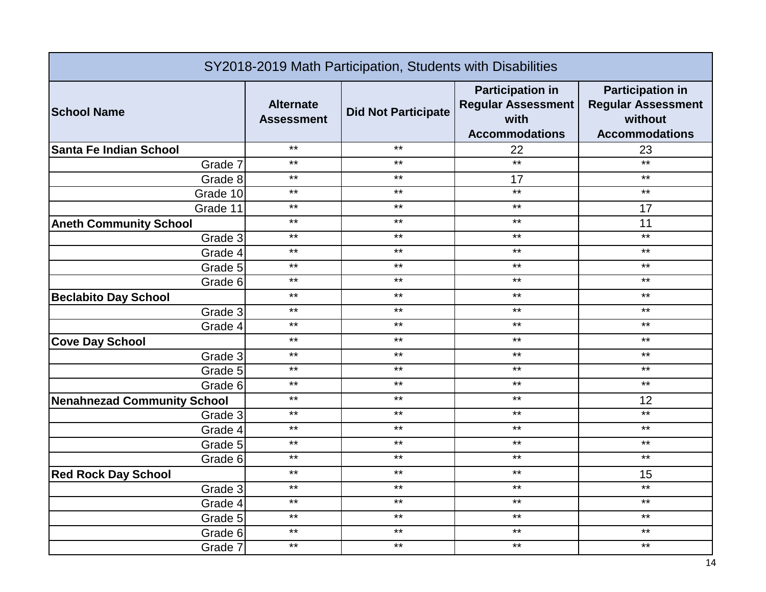| SY2018-2019 Math Participation, Students with Disabilities | | | | |
|---|---|---|---|---|
| **School Name** | **Alternate Assessment** | **Did Not Participate** | **Participation in Regular Assessment with Accommodations** | **Participation in Regular Assessment without Accommodations** |
| **Santa Fe Indian School** | ** | ** | 22 | 23 |
| Grade 7 | ** | ** | ** | ** |
| Grade 8 | ** | ** | 17 | ** |
| Grade 10 | ** | ** | ** | ** |
| Grade 11 | ** | ** | ** | 17 |
| **Aneth Community School** | ** | ** | ** | 11 |
| Grade 3 | ** | ** | ** | ** |
| Grade 4 | ** | ** | ** | ** |
| Grade 5 | ** | ** | ** | ** |
| Grade 6 | ** | ** | ** | ** |
| **Beclabito Day School** | ** | ** | ** | ** |
| Grade 3 | ** | ** | ** | ** |
| Grade 4 | ** | ** | ** | ** |
| **Cove Day School** | ** | ** | ** | ** |
| Grade 3 | ** | ** | ** | ** |
| Grade 5 | ** | ** | ** | ** |
| Grade 6 | ** | ** | ** | ** |
| **Nenahnezad Community School** | ** | ** | ** | 12 |
| Grade 3 | ** | ** | ** | ** |
| Grade 4 | ** | ** | ** | ** |
| Grade 5 | ** | ** | ** | ** |
| Grade 6 | ** | ** | ** | ** |
| **Red Rock Day School** | ** | ** | ** | 15 |
| Grade 3 | ** | ** | ** | ** |
| Grade 4 | ** | ** | ** | ** |
| Grade 5 | ** | ** | ** | ** |
| Grade 6 | ** | ** | ** | ** |
| Grade 7 | ** | ** | ** | ** |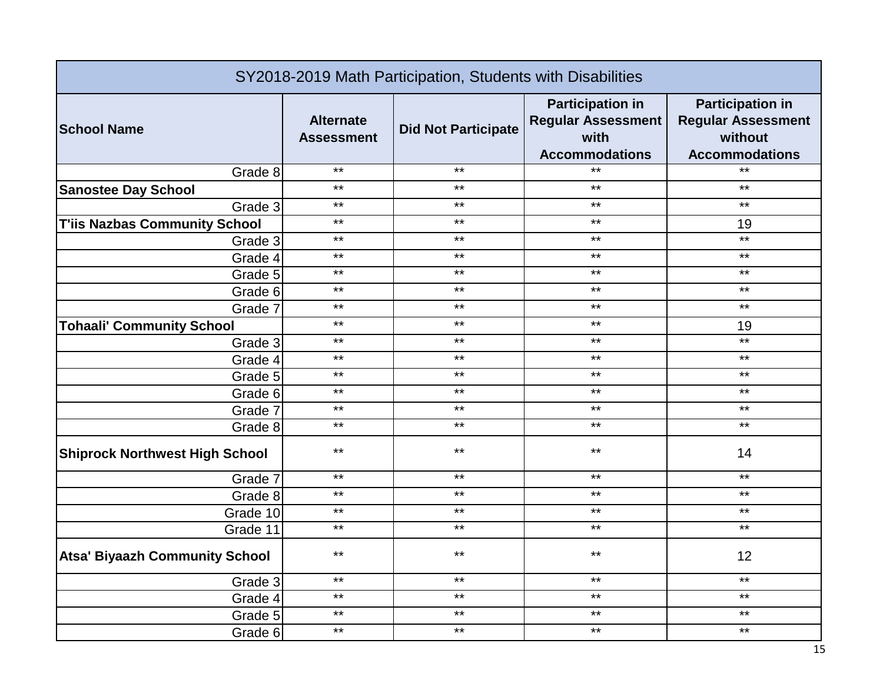| SY2018-2019 Math Participation, Students with Disabilities | | | | |
|---|---|---|---|---|
| **School Name** | **Alternate Assessment** | **Did Not Participate** | **Participation in Regular Assessment with Accommodations** | **Participation in Regular Assessment without Accommodations** |
| Grade 8 | ** | ** | ** | ** |
| **Sanostee Day School** | ** | ** | ** | ** |
| Grade 3 | ** | ** | ** | ** |
| **T'iis Nazbas Community School** | ** | ** | ** | 19 |
| Grade 3 | ** | ** | ** | ** |
| Grade 4 | ** | ** | ** | ** |
| Grade 5 | ** | ** | ** | ** |
| Grade 6 | ** | ** | ** | ** |
| Grade 7 | ** | ** | ** | ** |
| **Tohaali' Community School** | ** | ** | ** | 19 |
| Grade 3 | ** | ** | ** | ** |
| Grade 4 | ** | ** | ** | ** |
| Grade 5 | ** | ** | ** | ** |
| Grade 6 | ** | ** | ** | ** |
| Grade 7 | ** | ** | ** | ** |
| Grade 8 | ** | ** | ** | ** |
| **Shiprock Northwest High School** | ** | ** | ** | 14 |
| Grade 7 | ** | ** | ** | ** |
| Grade 8 | ** | ** | ** | ** |
| Grade 10 | ** | ** | ** | ** |
| Grade 11 | ** | ** | ** | ** |
| **Atsa' Biyaazh Community School** | ** | ** | ** | 12 |
| Grade 3 | ** | ** | ** | ** |
| Grade 4 | ** | ** | ** | ** |
| Grade 5 | ** | ** | ** | ** |
| Grade 6 | ** | ** | ** | ** |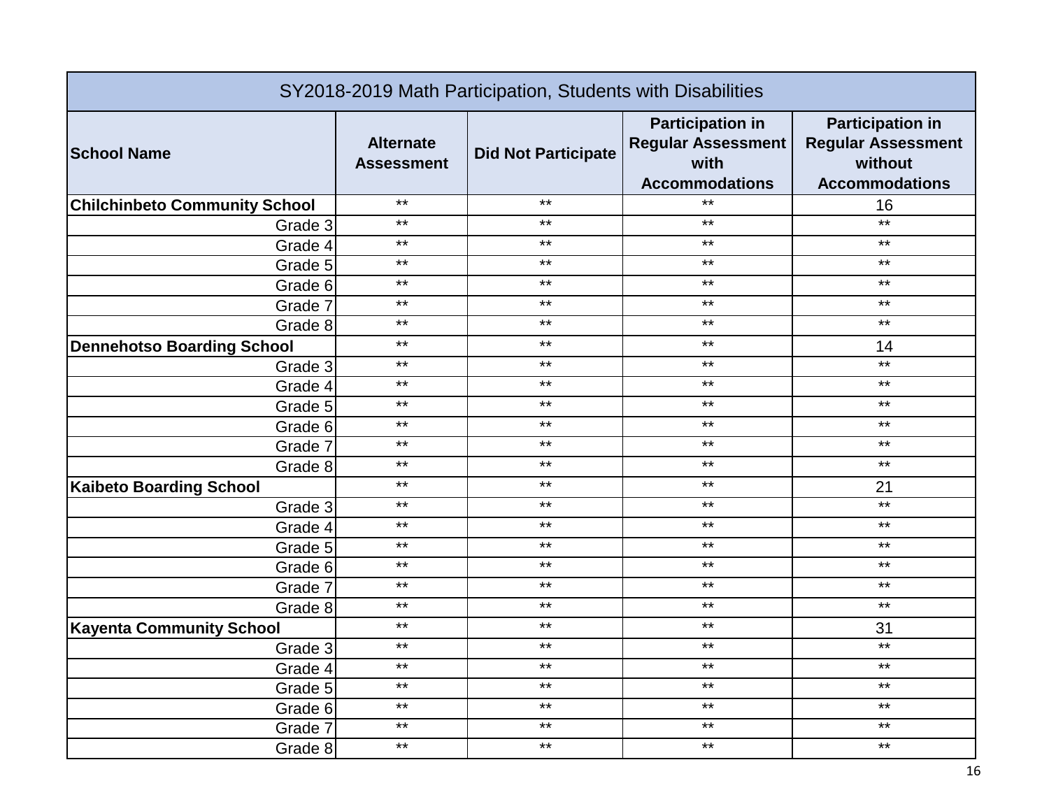| SY2018-2019 Math Participation, Students with Disabilities | | | | |
|---|---|---|---|---|
| **School Name** | **Alternate Assessment** | **Did Not Participate** | **Participation in Regular Assessment with Accommodations** | **Participation in Regular Assessment without Accommodations** |
| **Chilchinbeto Community School** | ** | ** | ** | 16 |
| Grade 3 | ** | ** | ** | ** |
| Grade 4 | ** | ** | ** | ** |
| Grade 5 | ** | ** | ** | ** |
| Grade 6 | ** | ** | ** | ** |
| Grade 7 | ** | ** | ** | ** |
| Grade 8 | ** | ** | ** | ** |
| **Dennehotso Boarding School** | ** | ** | ** | 14 |
| Grade 3 | ** | ** | ** | ** |
| Grade 4 | ** | ** | ** | ** |
| Grade 5 | ** | ** | ** | ** |
| Grade 6 | ** | ** | ** | ** |
| Grade 7 | ** | ** | ** | ** |
| Grade 8 | ** | ** | ** | ** |
| **Kaibeto Boarding School** | ** | ** | ** | 21 |
| Grade 3 | ** | ** | ** | ** |
| Grade 4 | ** | ** | ** | ** |
| Grade 5 | ** | ** | ** | ** |
| Grade 6 | ** | ** | ** | ** |
| Grade 7 | ** | ** | ** | ** |
| Grade 8 | ** | ** | ** | ** |
| **Kayenta Community School** | ** | ** | ** | 31 |
| Grade 3 | ** | ** | ** | ** |
| Grade 4 | ** | ** | ** | ** |
| Grade 5 | ** | ** | ** | ** |
| Grade 6 | ** | ** | ** | ** |
| Grade 7 | ** | ** | ** | ** |
| Grade 8 | ** | ** | ** | ** |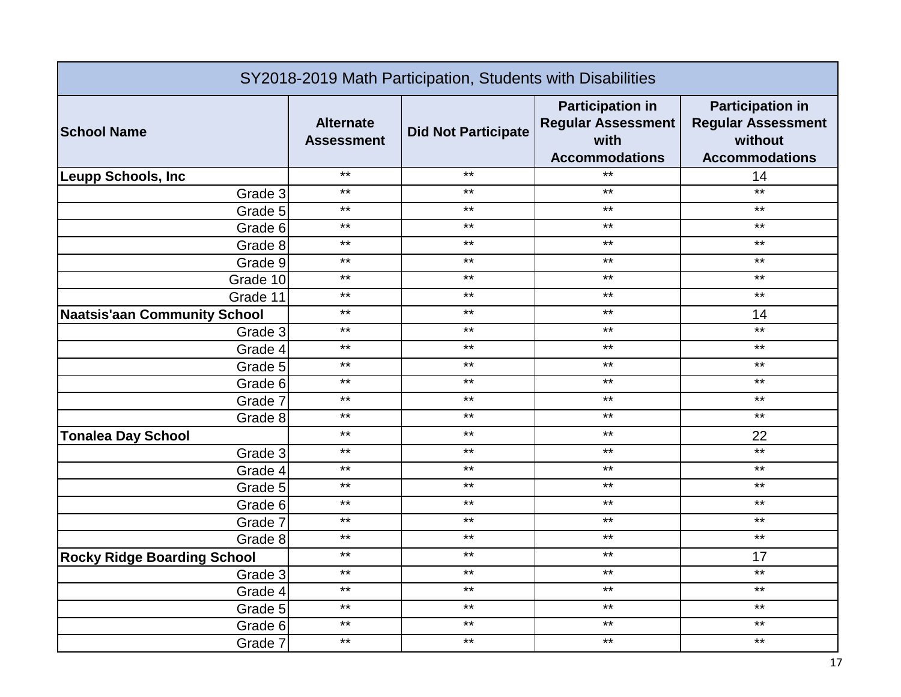| SY2018-2019 Math Participation, Students with Disabilities | | | | |
|---|---|---|---|---|
| **School Name** | **Alternate Assessment** | **Did Not Participate** | **Participation in Regular Assessment with Accommodations** | **Participation in Regular Assessment without Accommodations** |
| **Leupp Schools, Inc** | ** | ** | ** | 14 |
| Grade 3 | ** | ** | ** | ** |
| Grade 5 | ** | ** | ** | ** |
| Grade 6 | ** | ** | ** | ** |
| Grade 8 | ** | ** | ** | ** |
| Grade 9 | ** | ** | ** | ** |
| Grade 10 | ** | ** | ** | ** |
| Grade 11 | ** | ** | ** | ** |
| **Naatsis'aan Community School** | ** | ** | ** | 14 |
| Grade 3 | ** | ** | ** | ** |
| Grade 4 | ** | ** | ** | ** |
| Grade 5 | ** | ** | ** | ** |
| Grade 6 | ** | ** | ** | ** |
| Grade 7 | ** | ** | ** | ** |
| Grade 8 | ** | ** | ** | ** |
| **Tonalea Day School** | ** | ** | ** | 22 |
| Grade 3 | ** | ** | ** | ** |
| Grade 4 | ** | ** | ** | ** |
| Grade 5 | ** | ** | ** | ** |
| Grade 6 | ** | ** | ** | ** |
| Grade 7 | ** | ** | ** | ** |
| Grade 8 | ** | ** | ** | ** |
| **Rocky Ridge Boarding School** | ** | ** | ** | 17 |
| Grade 3 | ** | ** | ** | ** |
| Grade 4 | ** | ** | ** | ** |
| Grade 5 | ** | ** | ** | ** |
| Grade 6 | ** | ** | ** | ** |
| Grade 7 | ** | ** | ** | ** |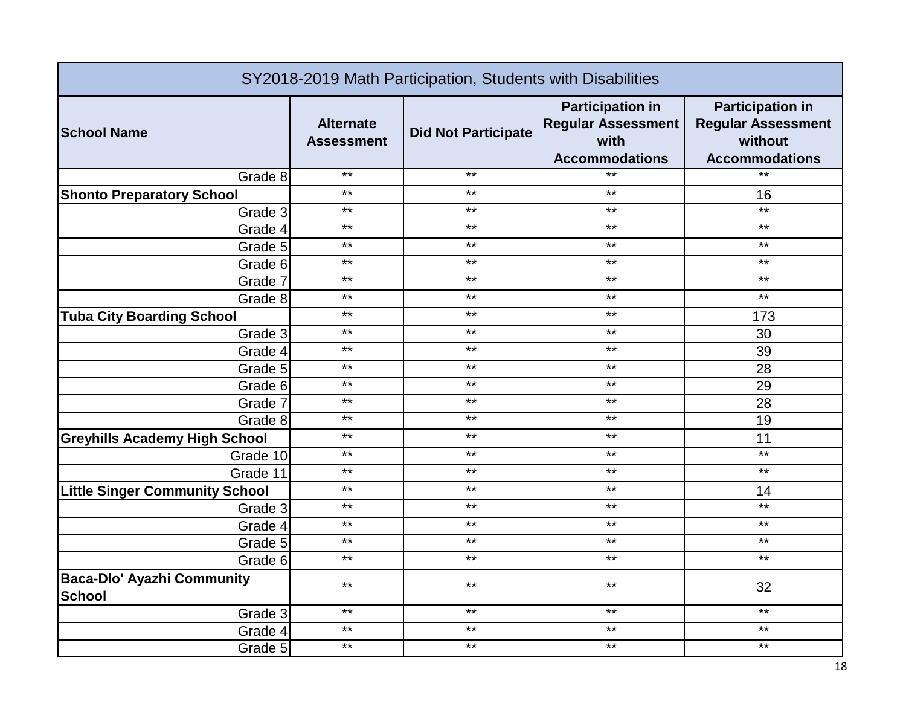| SY2018-2019 Math Participation, Students with Disabilities | | | | |
|---|---|---|---|---|
| **School Name** | **Alternate Assessment** | **Did Not Participate** | **Participation in Regular Assessment with Accommodations** | **Participation in Regular Assessment without Accommodations** |
| Grade 8 | ** | ** | ** | ** |
| **Shonto Preparatory School** | ** | ** | ** | 16 |
| Grade 3 | ** | ** | ** | ** |
| Grade 4 | ** | ** | ** | ** |
| Grade 5 | ** | ** | ** | ** |
| Grade 6 | ** | ** | ** | ** |
| Grade 7 | ** | ** | ** | ** |
| Grade 8 | ** | ** | ** | ** |
| **Tuba City Boarding School** | ** | ** | ** | 173 |
| Grade 3 | ** | ** | ** | 30 |
| Grade 4 | ** | ** | ** | 39 |
| Grade 5 | ** | ** | ** | 28 |
| Grade 6 | ** | ** | ** | 29 |
| Grade 7 | ** | ** | ** | 28 |
| Grade 8 | ** | ** | ** | 19 |
| **Greyhills Academy High School** | ** | ** | ** | 11 |
| Grade 10 | ** | ** | ** | ** |
| Grade 11 | ** | ** | ** | ** |
| **Little Singer Community School** | ** | ** | ** | 14 |
| Grade 3 | ** | ** | ** | ** |
| Grade 4 | ** | ** | ** | ** |
| Grade 5 | ** | ** | ** | ** |
| Grade 6 | ** | ** | ** | ** |
| **Baca-Dlo' Ayazhi Community School** | ** | ** | ** | 32 |
| Grade 3 | ** | ** | ** | ** |
| Grade 4 | ** | ** | ** | ** |
| Grade 5 | ** | ** | ** | ** |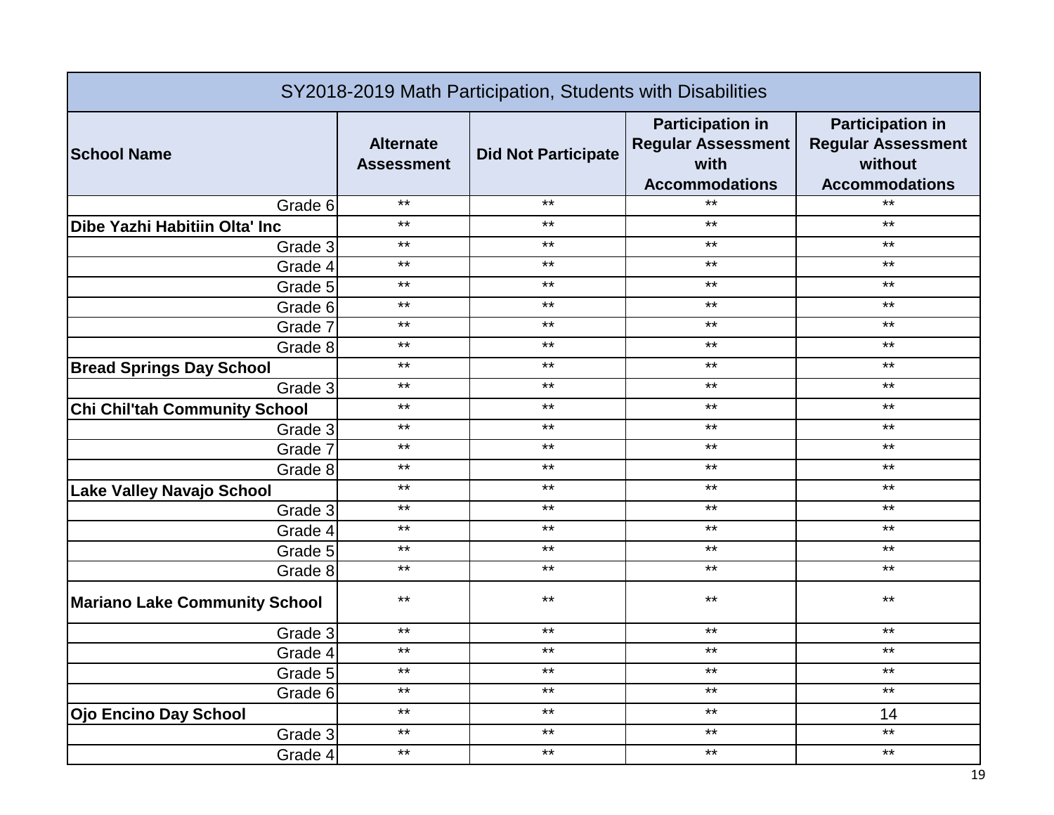| SY2018-2019 Math Participation, Students with Disabilities | | | | |
|---|---|---|---|---|
| **School Name** | **Alternate Assessment** | **Did Not Participate** | **Participation in Regular Assessment with Accommodations** | **Participation in Regular Assessment without Accommodations** |
| Grade 6 | ** | ** | ** | ** |
| **Dibe Yazhi Habitiin Olta' Inc** | ** | ** | ** | ** |
| Grade 3 | ** | ** | ** | ** |
| Grade 4 | ** | ** | ** | ** |
| Grade 5 | ** | ** | ** | ** |
| Grade 6 | ** | ** | ** | ** |
| Grade 7 | ** | ** | ** | ** |
| Grade 8 | ** | ** | ** | ** |
| **Bread Springs Day School** | ** | ** | ** | ** |
| Grade 3 | ** | ** | ** | ** |
| **Chi Chil'tah Community School** | ** | ** | ** | ** |
| Grade 3 | ** | ** | ** | ** |
| Grade 7 | ** | ** | ** | ** |
| Grade 8 | ** | ** | ** | ** |
| **Lake Valley Navajo School** | ** | ** | ** | ** |
| Grade 3 | ** | ** | ** | ** |
| Grade 4 | ** | ** | ** | ** |
| Grade 5 | ** | ** | ** | ** |
| Grade 8 | ** | ** | ** | ** |
| **Mariano Lake Community School** | ** | ** | ** | ** |
| Grade 3 | ** | ** | ** | ** |
| Grade 4 | ** | ** | ** | ** |
| Grade 5 | ** | ** | ** | ** |
| Grade 6 | ** | ** | ** | ** |
| **Ojo Encino Day School** | ** | ** | ** | 14 |
| Grade 3 | ** | ** | ** | ** |
| Grade 4 | ** | ** | ** | ** |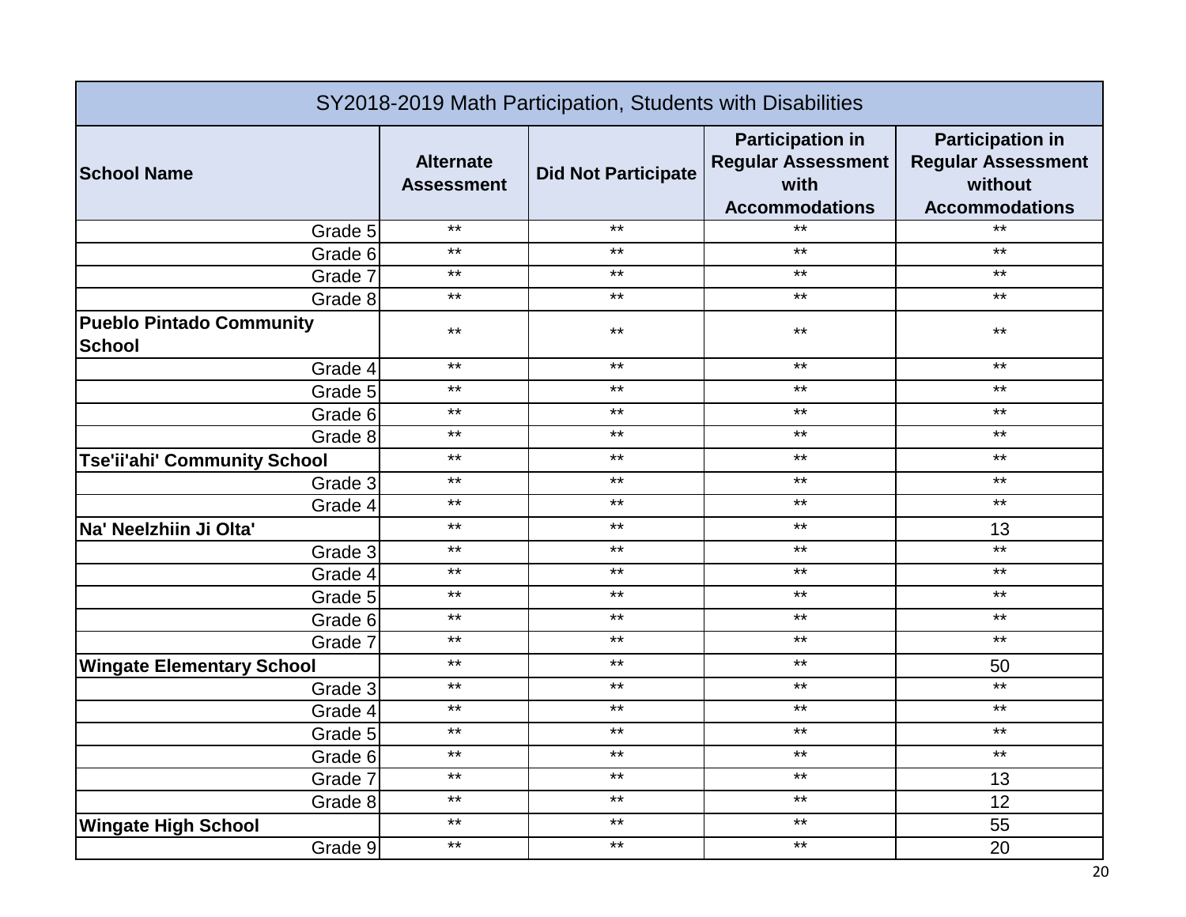| SY2018-2019 Math Participation, Students with Disabilities | | | | |
|---|---|---|---|---|
| **School Name** | **Alternate Assessment** | **Did Not Participate** | **Participation in Regular Assessment with Accommodations** | **Participation in Regular Assessment without Accommodations** |
| Grade 5 | ** | ** | ** | ** |
| Grade 6 | ** | ** | ** | ** |
| Grade 7 | ** | ** | ** | ** |
| Grade 8 | ** | ** | ** | ** |
| **Pueblo Pintado Community School** | ** | ** | ** | ** |
| Grade 4 | ** | ** | ** | ** |
| Grade 5 | ** | ** | ** | ** |
| Grade 6 | ** | ** | ** | ** |
| Grade 8 | ** | ** | ** | ** |
| **Tse'ii'ahi' Community School** | ** | ** | ** | ** |
| Grade 3 | ** | ** | ** | ** |
| Grade 4 | ** | ** | ** | ** |
| **Na' Neelzhiin Ji Olta'** | ** | ** | ** | 13 |
| Grade 3 | ** | ** | ** | ** |
| Grade 4 | ** | ** | ** | ** |
| Grade 5 | ** | ** | ** | ** |
| Grade 6 | ** | ** | ** | ** |
| Grade 7 | ** | ** | ** | ** |
| **Wingate Elementary School** | ** | ** | ** | 50 |
| Grade 3 | ** | ** | ** | ** |
| Grade 4 | ** | ** | ** | ** |
| Grade 5 | ** | ** | ** | ** |
| Grade 6 | ** | ** | ** | ** |
| Grade 7 | ** | ** | ** | 13 |
| Grade 8 | ** | ** | ** | 12 |
| **Wingate High School** | ** | ** | ** | 55 |
| Grade 9 | ** | ** | ** | 20 |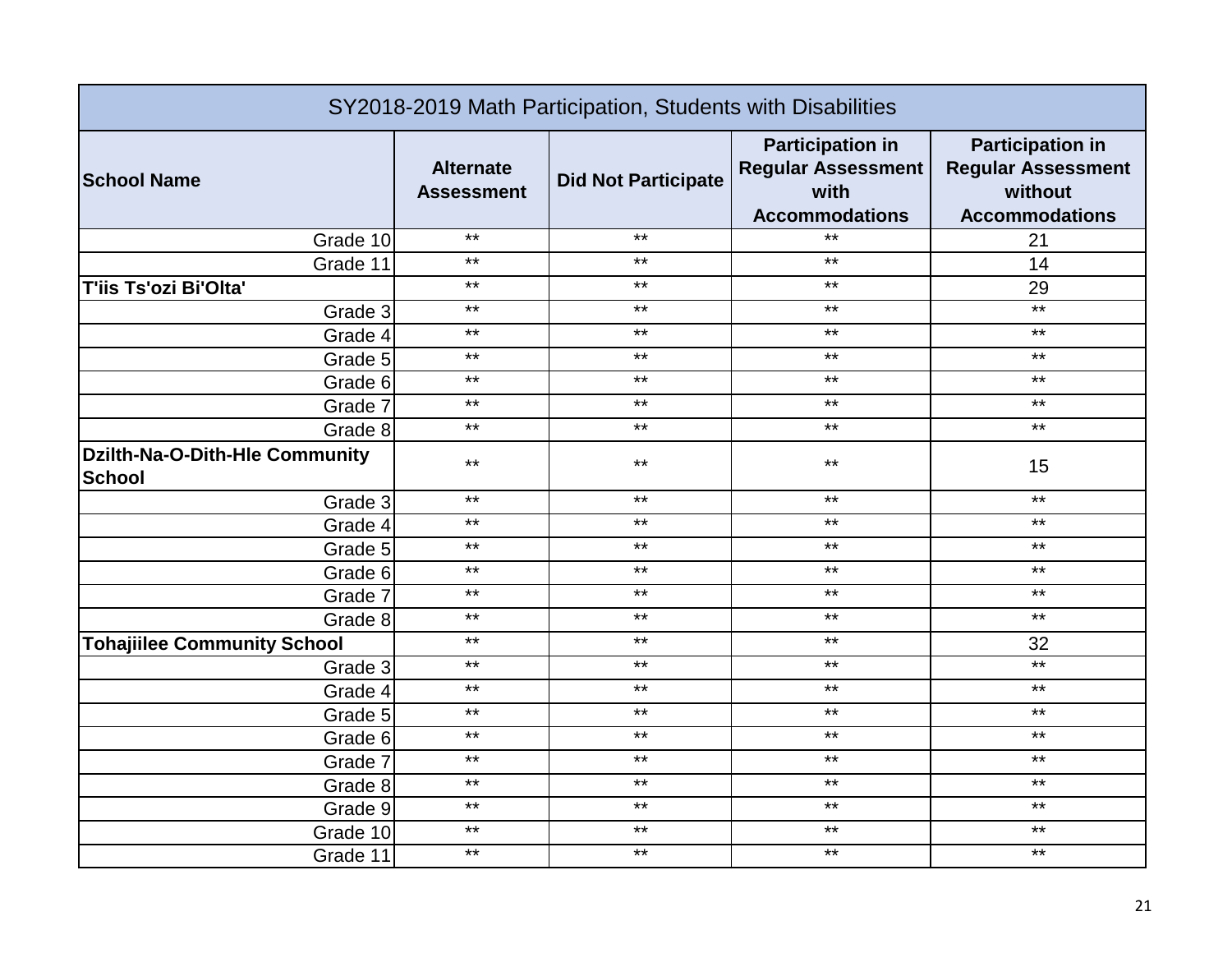| SY2018-2019 Math Participation, Students with Disabilities | | | | |
|---|---|---|---|---|
| **School Name** | **Alternate Assessment** | **Did Not Participate** | **Participation in Regular Assessment with Accommodations** | **Participation in Regular Assessment without Accommodations** |
| Grade 10 | ** | ** | ** | 21 |
| Grade 11 | ** | ** | ** | 14 |
| **T'iis Ts'ozi Bi'Olta'** | ** | ** | ** | 29 |
| Grade 3 | ** | ** | ** | ** |
| Grade 4 | ** | ** | ** | ** |
| Grade 5 | ** | ** | ** | ** |
| Grade 6 | ** | ** | ** | ** |
| Grade 7 | ** | ** | ** | ** |
| Grade 8 | ** | ** | ** | ** |
| **Dzilth-Na-O-Dith-Hle Community School** | ** | ** | ** | 15 |
| Grade 3 | ** | ** | ** | ** |
| Grade 4 | ** | ** | ** | ** |
| Grade 5 | ** | ** | ** | ** |
| Grade 6 | ** | ** | ** | ** |
| Grade 7 | ** | ** | ** | ** |
| Grade 8 | ** | ** | ** | ** |
| **Tohajiilee Community School** | ** | ** | ** | 32 |
| Grade 3 | ** | ** | ** | ** |
| Grade 4 | ** | ** | ** | ** |
| Grade 5 | ** | ** | ** | ** |
| Grade 6 | ** | ** | ** | ** |
| Grade 7 | ** | ** | ** | ** |
| Grade 8 | ** | ** | ** | ** |
| Grade 9 | ** | ** | ** | ** |
| Grade 10 | ** | ** | ** | ** |
| Grade 11 | ** | ** | ** | ** |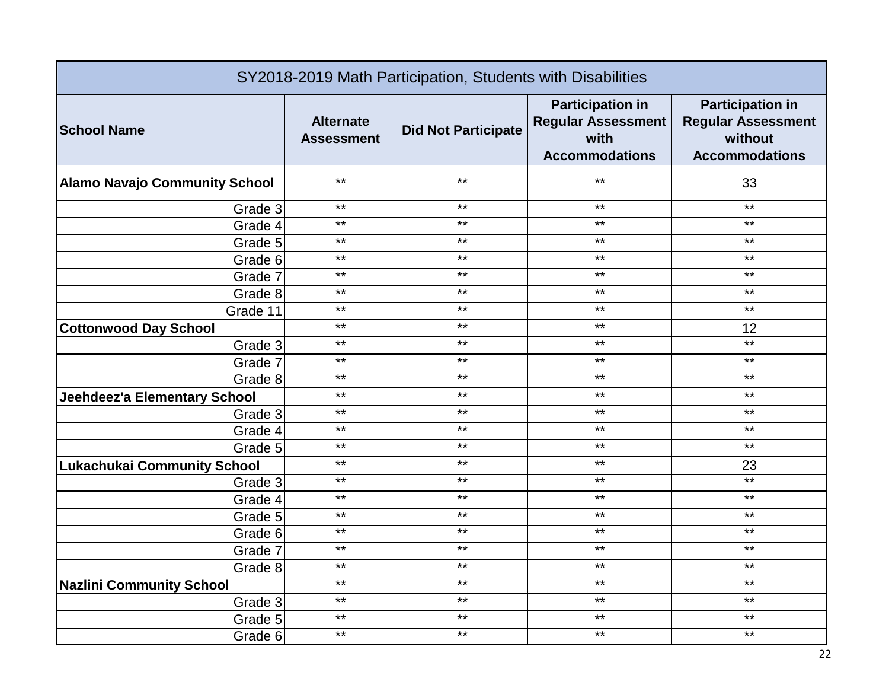| SY2018-2019 Math Participation, Students with Disabilities | | | | |
|---|---|---|---|---|
| **School Name** | **Alternate Assessment** | **Did Not Participate** | **Participation in Regular Assessment with Accommodations** | **Participation in Regular Assessment without Accommodations** |
| **Alamo Navajo Community School** | ** | ** | ** | 33 |
| Grade 3 | ** | ** | ** | ** |
| Grade 4 | ** | ** | ** | ** |
| Grade 5 | ** | ** | ** | ** |
| Grade 6 | ** | ** | ** | ** |
| Grade 7 | ** | ** | ** | ** |
| Grade 8 | ** | ** | ** | ** |
| Grade 11 | ** | ** | ** | ** |
| **Cottonwood Day School** | ** | ** | ** | 12 |
| Grade 3 | ** | ** | ** | ** |
| Grade 7 | ** | ** | ** | ** |
| Grade 8 | ** | ** | ** | ** |
| **Jeehdeez'a Elementary School** | ** | ** | ** | ** |
| Grade 3 | ** | ** | ** | ** |
| Grade 4 | ** | ** | ** | ** |
| Grade 5 | ** | ** | ** | ** |
| **Lukachukai Community School** | ** | ** | ** | 23 |
| Grade 3 | ** | ** | ** | ** |
| Grade 4 | ** | ** | ** | ** |
| Grade 5 | ** | ** | ** | ** |
| Grade 6 | ** | ** | ** | ** |
| Grade 7 | ** | ** | ** | ** |
| Grade 8 | ** | ** | ** | ** |
| **Nazlini Community School** | ** | ** | ** | ** |
| Grade 3 | ** | ** | ** | ** |
| Grade 5 | ** | ** | ** | ** |
| Grade 6 | ** | ** | ** | ** |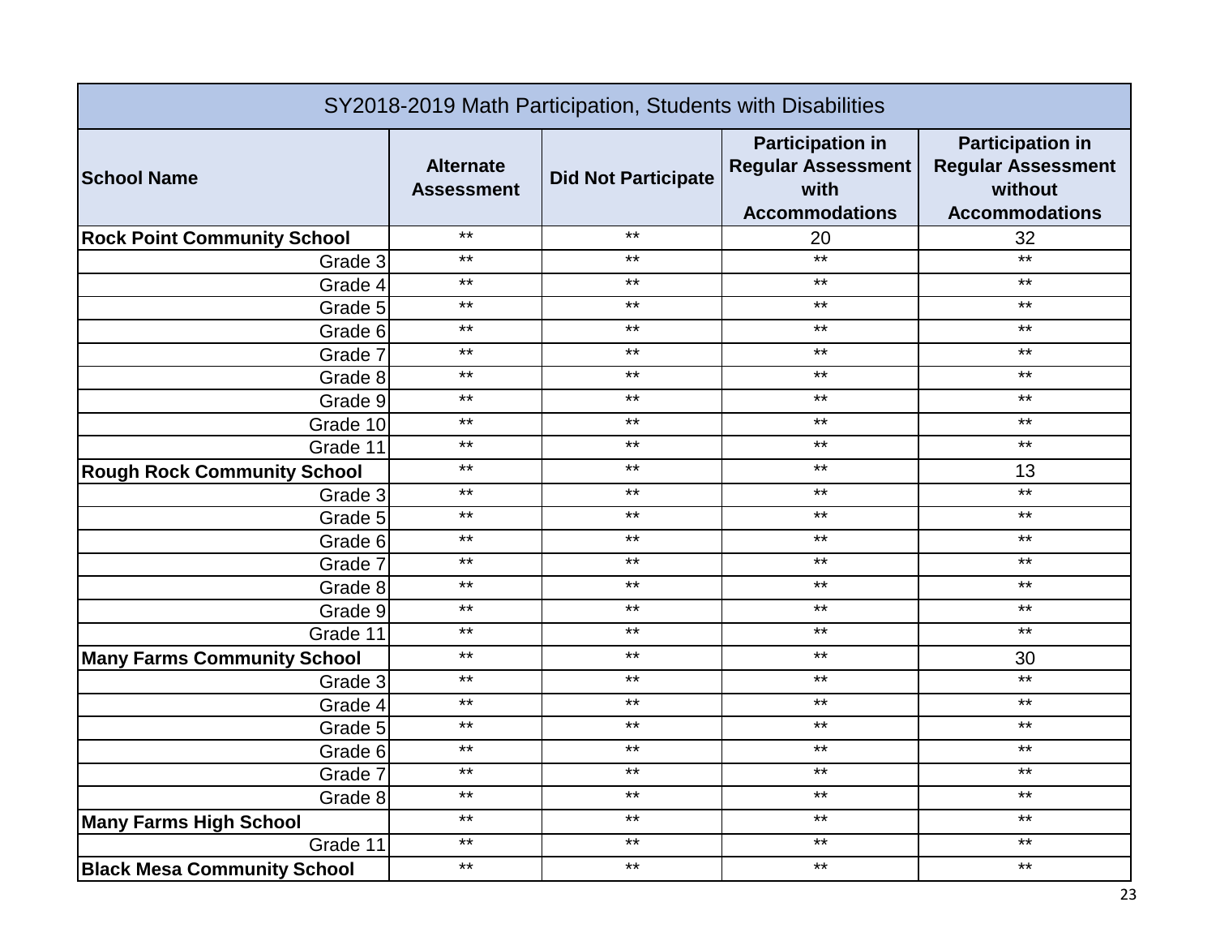| SY2018-2019 Math Participation, Students with Disabilities | | | | |
|---|---|---|---|---|
| **School Name** | **Alternate Assessment** | **Did Not Participate** | **Participation in Regular Assessment with Accommodations** | **Participation in Regular Assessment without Accommodations** |
| **Rock Point Community School** | ** | ** | 20 | 32 |
| Grade 3 | ** | ** | ** | ** |
| Grade 4 | ** | ** | ** | ** |
| Grade 5 | ** | ** | ** | ** |
| Grade 6 | ** | ** | ** | ** |
| Grade 7 | ** | ** | ** | ** |
| Grade 8 | ** | ** | ** | ** |
| Grade 9 | ** | ** | ** | ** |
| Grade 10 | ** | ** | ** | ** |
| Grade 11 | ** | ** | ** | ** |
| **Rough Rock Community School** | ** | ** | ** | 13 |
| Grade 3 | ** | ** | ** | ** |
| Grade 5 | ** | ** | ** | ** |
| Grade 6 | ** | ** | ** | ** |
| Grade 7 | ** | ** | ** | ** |
| Grade 8 | ** | ** | ** | ** |
| Grade 9 | ** | ** | ** | ** |
| Grade 11 | ** | ** | ** | ** |
| **Many Farms Community School** | ** | ** | ** | 30 |
| Grade 3 | ** | ** | ** | ** |
| Grade 4 | ** | ** | ** | ** |
| Grade 5 | ** | ** | ** | ** |
| Grade 6 | ** | ** | ** | ** |
| Grade 7 | ** | ** | ** | ** |
| Grade 8 | ** | ** | ** | ** |
| **Many Farms High School** | ** | ** | ** | ** |
| Grade 11 | ** | ** | ** | ** |
| **Black Mesa Community School** | ** | ** | ** | ** |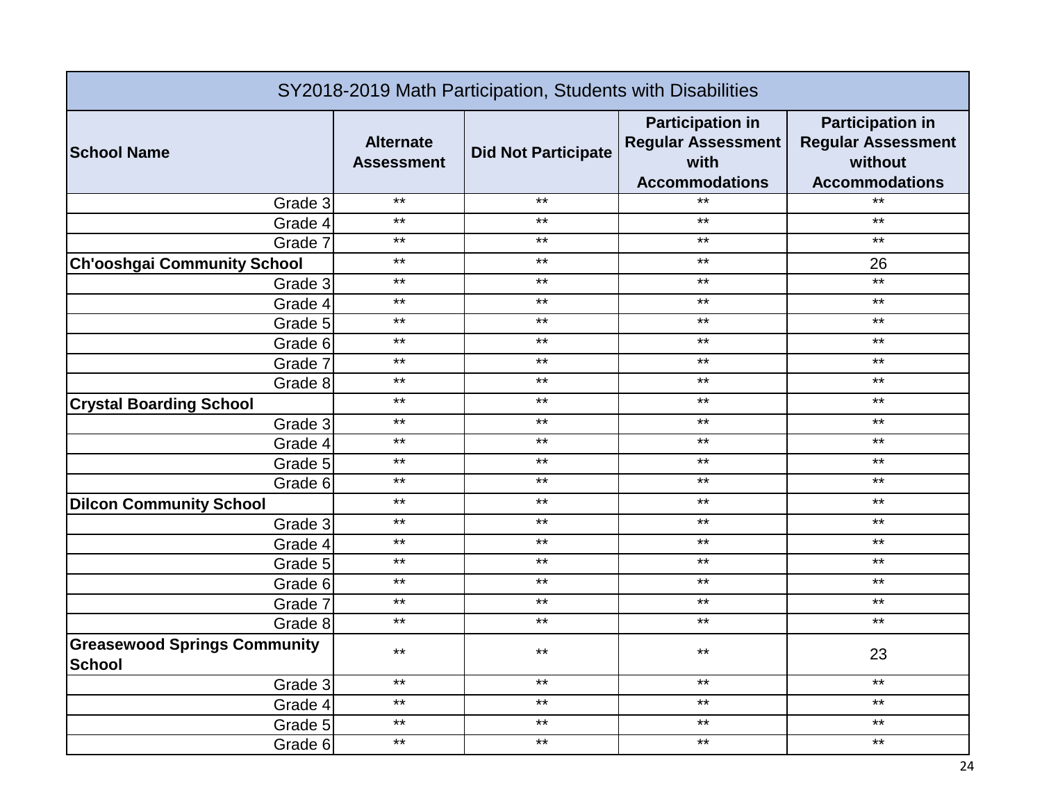| SY2018-2019 Math Participation, Students with Disabilities | | | | |
|---|---|---|---|---|
| **School Name** | **Alternate Assessment** | **Did Not Participate** | **Participation in Regular Assessment with Accommodations** | **Participation in Regular Assessment without Accommodations** |
| Grade 3 | ** | ** | ** | ** |
| Grade 4 | ** | ** | ** | ** |
| Grade 7 | ** | ** | ** | ** |
| **Ch'ooshgai Community School** | ** | ** | ** | 26 |
| Grade 3 | ** | ** | ** | ** |
| Grade 4 | ** | ** | ** | ** |
| Grade 5 | ** | ** | ** | ** |
| Grade 6 | ** | ** | ** | ** |
| Grade 7 | ** | ** | ** | ** |
| Grade 8 | ** | ** | ** | ** |
| **Crystal Boarding School** | ** | ** | ** | ** |
| Grade 3 | ** | ** | ** | ** |
| Grade 4 | ** | ** | ** | ** |
| Grade 5 | ** | ** | ** | ** |
| Grade 6 | ** | ** | ** | ** |
| **Dilcon Community School** | ** | ** | ** | ** |
| Grade 3 | ** | ** | ** | ** |
| Grade 4 | ** | ** | ** | ** |
| Grade 5 | ** | ** | ** | ** |
| Grade 6 | ** | ** | ** | ** |
| Grade 7 | ** | ** | ** | ** |
| Grade 8 | ** | ** | ** | ** |
| **Greasewood Springs Community School** | ** | ** | ** | 23 |
| Grade 3 | ** | ** | ** | ** |
| Grade 4 | ** | ** | ** | ** |
| Grade 5 | ** | ** | ** | ** |
| Grade 6 | ** | ** | ** | ** |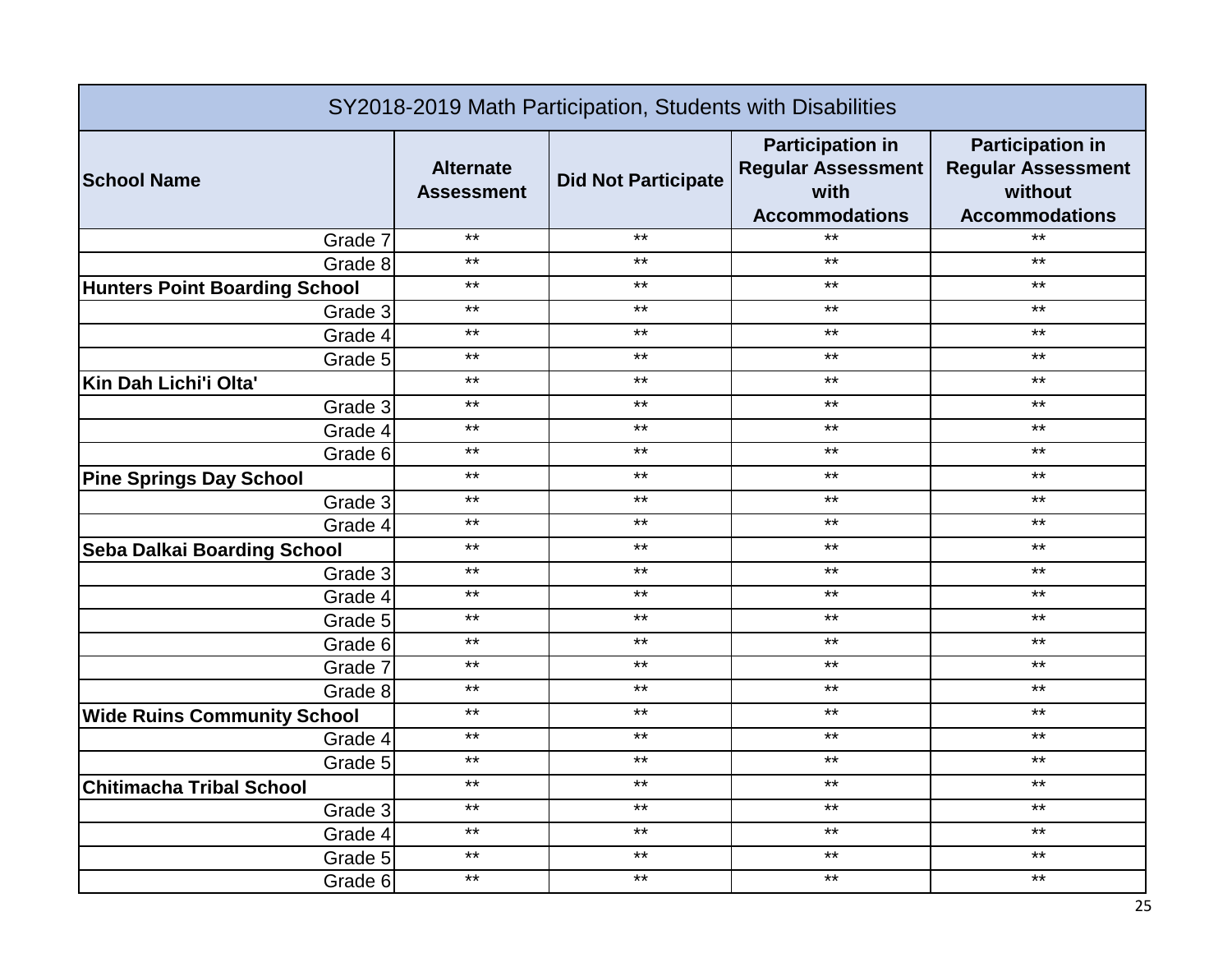| SY2018-2019 Math Participation, Students with Disabilities | | | | |
|---|---|---|---|---|
| **School Name** | **Alternate Assessment** | **Did Not Participate** | **Participation in Regular Assessment with Accommodations** | **Participation in Regular Assessment without Accommodations** |
| Grade 7 | ** | ** | ** | ** |
| Grade 8 | ** | ** | ** | ** |
| **Hunters Point Boarding School** | ** | ** | ** | ** |
| Grade 3 | ** | ** | ** | ** |
| Grade 4 | ** | ** | ** | ** |
| Grade 5 | ** | ** | ** | ** |
| **Kin Dah Lichi'i Olta'** | ** | ** | ** | ** |
| Grade 3 | ** | ** | ** | ** |
| Grade 4 | ** | ** | ** | ** |
| Grade 6 | ** | ** | ** | ** |
| **Pine Springs Day School** | ** | ** | ** | ** |
| Grade 3 | ** | ** | ** | ** |
| Grade 4 | ** | ** | ** | ** |
| **Seba Dalkai Boarding School** | ** | ** | ** | ** |
| Grade 3 | ** | ** | ** | ** |
| Grade 4 | ** | ** | ** | ** |
| Grade 5 | ** | ** | ** | ** |
| Grade 6 | ** | ** | ** | ** |
| Grade 7 | ** | ** | ** | ** |
| Grade 8 | ** | ** | ** | ** |
| **Wide Ruins Community School** | ** | ** | ** | ** |
| Grade 4 | ** | ** | ** | ** |
| Grade 5 | ** | ** | ** | ** |
| **Chitimacha Tribal School** | ** | ** | ** | ** |
| Grade 3 | ** | ** | ** | ** |
| Grade 4 | ** | ** | ** | ** |
| Grade 5 | ** | ** | ** | ** |
| Grade 6 | ** | ** | ** | ** |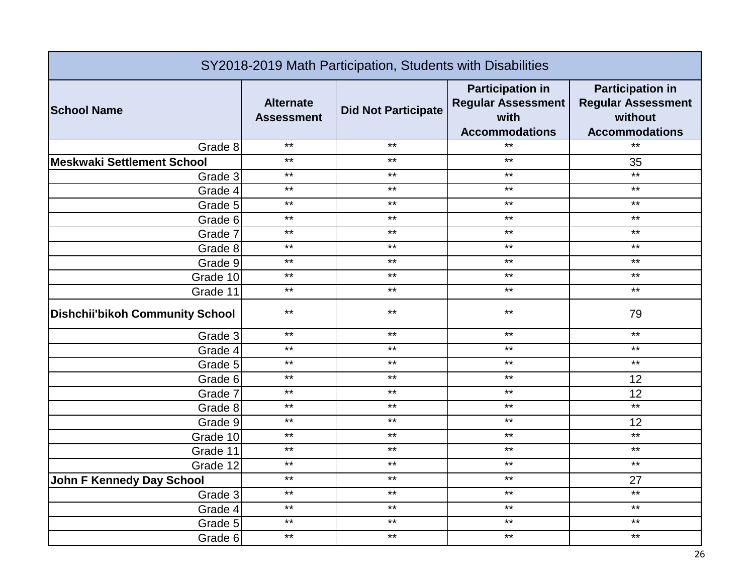| SY2018-2019 Math Participation, Students with Disabilities | | | | |
|---|---|---|---|---|
| **School Name** | **Alternate Assessment** | **Did Not Participate** | **Participation in Regular Assessment with Accommodations** | **Participation in Regular Assessment without Accommodations** |
| Grade 8 | ** | ** | ** | ** |
| **Meskwaki Settlement School** | ** | ** | ** | 35 |
| Grade 3 | ** | ** | ** | ** |
| Grade 4 | ** | ** | ** | ** |
| Grade 5 | ** | ** | ** | ** |
| Grade 6 | ** | ** | ** | ** |
| Grade 7 | ** | ** | ** | ** |
| Grade 8 | ** | ** | ** | ** |
| Grade 9 | ** | ** | ** | ** |
| Grade 10 | ** | ** | ** | ** |
| Grade 11 | ** | ** | ** | ** |
| **Dishchii'bikoh Community School** | ** | ** | ** | 79 |
| Grade 3 | ** | ** | ** | ** |
| Grade 4 | ** | ** | ** | ** |
| Grade 5 | ** | ** | ** | ** |
| Grade 6 | ** | ** | ** | 12 |
| Grade 7 | ** | ** | ** | 12 |
| Grade 8 | ** | ** | ** | ** |
| Grade 9 | ** | ** | ** | 12 |
| Grade 10 | ** | ** | ** | ** |
| Grade 11 | ** | ** | ** | ** |
| Grade 12 | ** | ** | ** | ** |
| **John F Kennedy Day School** | ** | ** | ** | 27 |
| Grade 3 | ** | ** | ** | ** |
| Grade 4 | ** | ** | ** | ** |
| Grade 5 | ** | ** | ** | ** |
| Grade 6 | ** | ** | ** | ** |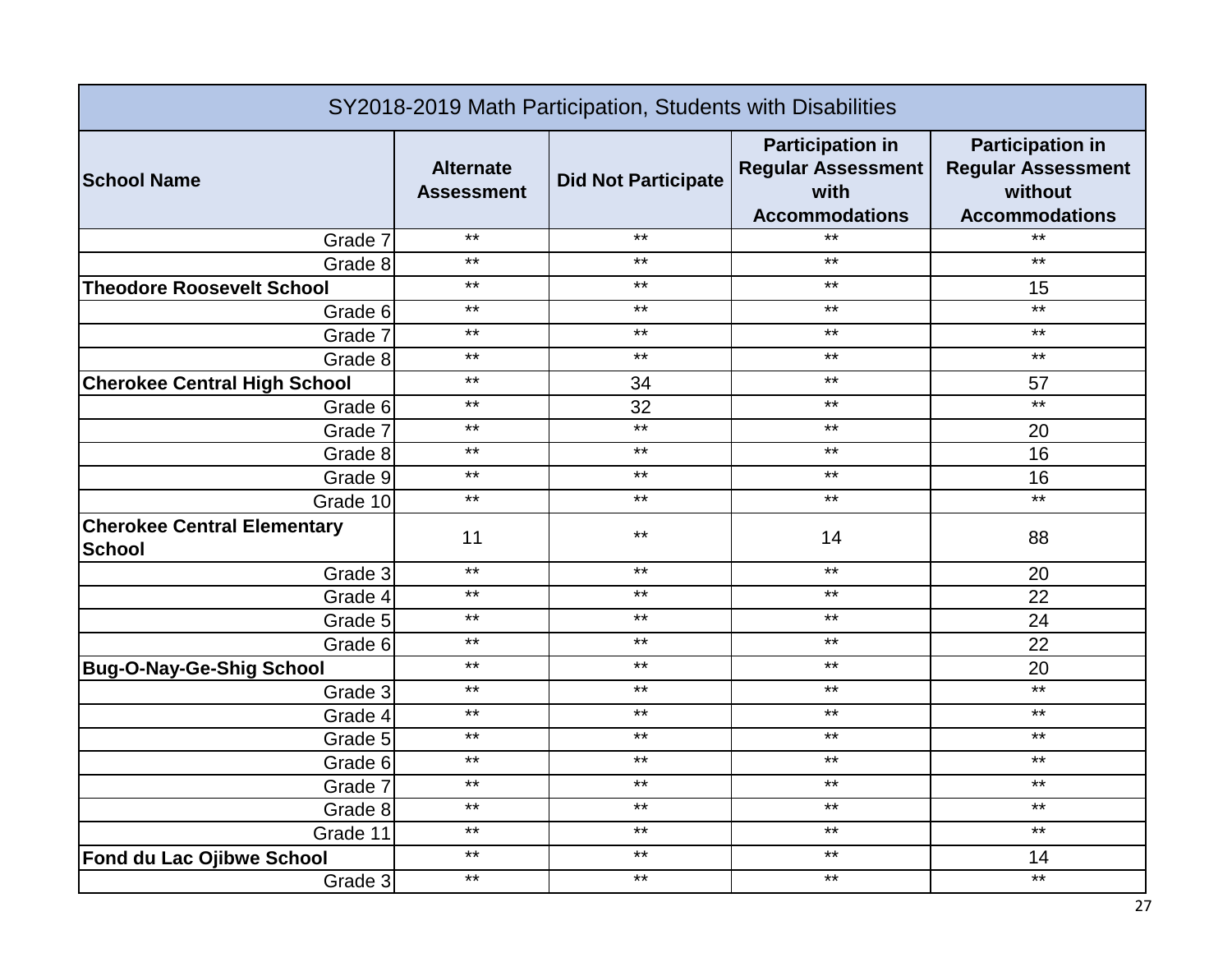| SY2018-2019 Math Participation, Students with Disabilities | | | | |
|---|---|---|---|---|
| **School Name** | **Alternate Assessment** | **Did Not Participate** | **Participation in Regular Assessment with Accommodations** | **Participation in Regular Assessment without Accommodations** |
| Grade 7 | ** | ** | ** | ** |
| Grade 8 | ** | ** | ** | ** |
| **Theodore Roosevelt School** | ** | ** | ** | 15 |
| Grade 6 | ** | ** | ** | ** |
| Grade 7 | ** | ** | ** | ** |
| Grade 8 | ** | ** | ** | ** |
| **Cherokee Central High School** | ** | 34 | ** | 57 |
| Grade 6 | ** | 32 | ** | ** |
| Grade 7 | ** | ** | ** | 20 |
| Grade 8 | ** | ** | ** | 16 |
| Grade 9 | ** | ** | ** | 16 |
| Grade 10 | ** | ** | ** | ** |
| **Cherokee Central Elementary School** | 11 | ** | 14 | 88 |
| Grade 3 | ** | ** | ** | 20 |
| Grade 4 | ** | ** | ** | 22 |
| Grade 5 | ** | ** | ** | 24 |
| Grade 6 | ** | ** | ** | 22 |
| **Bug-O-Nay-Ge-Shig School** | ** | ** | ** | 20 |
| Grade 3 | ** | ** | ** | ** |
| Grade 4 | ** | ** | ** | ** |
| Grade 5 | ** | ** | ** | ** |
| Grade 6 | ** | ** | ** | ** |
| Grade 7 | ** | ** | ** | ** |
| Grade 8 | ** | ** | ** | ** |
| Grade 11 | ** | ** | ** | ** |
| **Fond du Lac Ojibwe School** | ** | ** | ** | 14 |
| Grade 3 | ** | ** | ** | ** |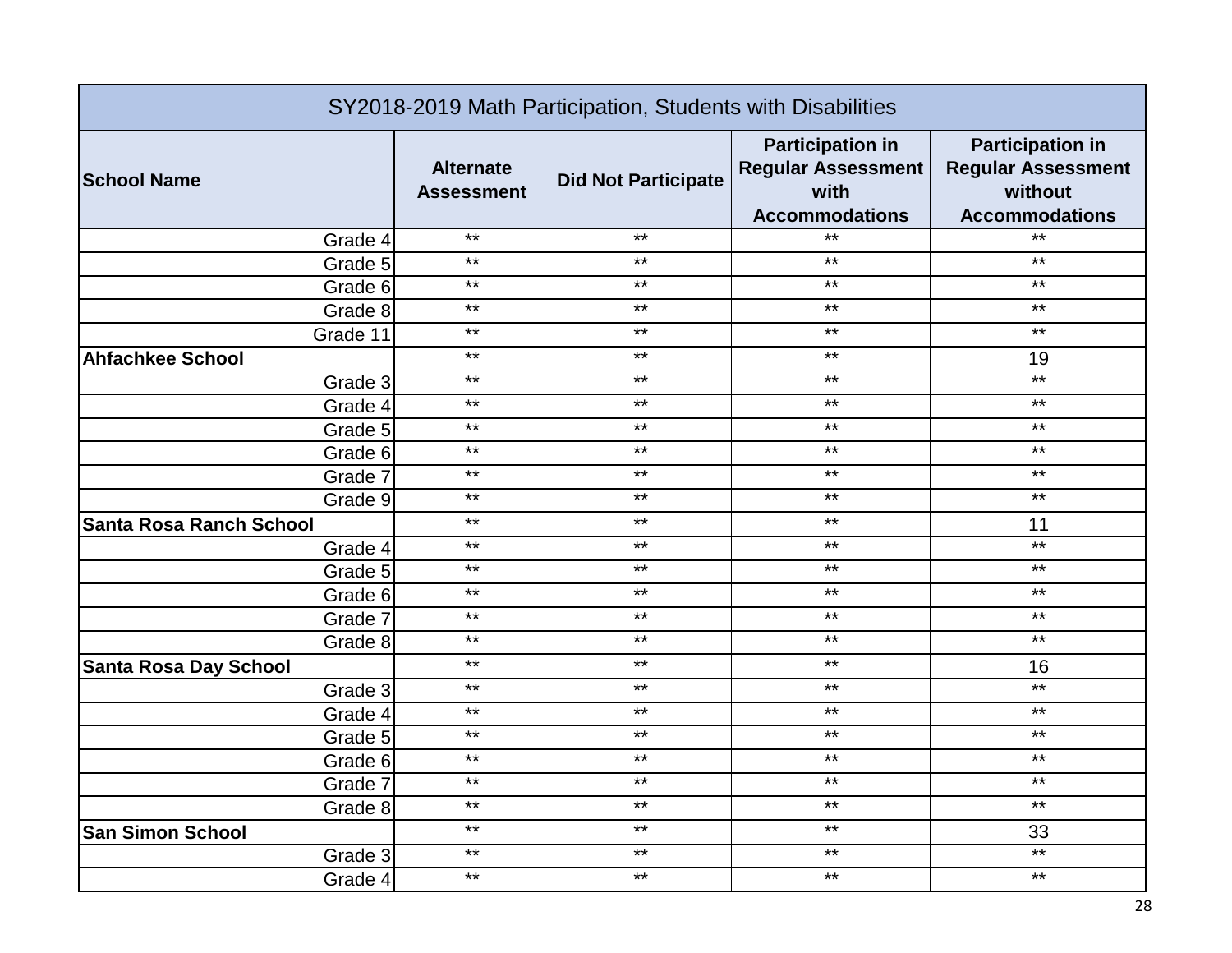| SY2018-2019 Math Participation, Students with Disabilities | | | | |
|---|---|---|---|---|
| **School Name** | **Alternate Assessment** | **Did Not Participate** | **Participation in Regular Assessment with Accommodations** | **Participation in Regular Assessment without Accommodations** |
| Grade 4 | ** | ** | ** | ** |
| Grade 5 | ** | ** | ** | ** |
| Grade 6 | ** | ** | ** | ** |
| Grade 8 | ** | ** | ** | ** |
| Grade 11 | ** | ** | ** | ** |
| **Ahfachkee School** | ** | ** | ** | 19 |
| Grade 3 | ** | ** | ** | ** |
| Grade 4 | ** | ** | ** | ** |
| Grade 5 | ** | ** | ** | ** |
| Grade 6 | ** | ** | ** | ** |
| Grade 7 | ** | ** | ** | ** |
| Grade 9 | ** | ** | ** | ** |
| **Santa Rosa Ranch School** | ** | ** | ** | 11 |
| Grade 4 | ** | ** | ** | ** |
| Grade 5 | ** | ** | ** | ** |
| Grade 6 | ** | ** | ** | ** |
| Grade 7 | ** | ** | ** | ** |
| Grade 8 | ** | ** | ** | ** |
| **Santa Rosa Day School** | ** | ** | ** | 16 |
| Grade 3 | ** | ** | ** | ** |
| Grade 4 | ** | ** | ** | ** |
| Grade 5 | ** | ** | ** | ** |
| Grade 6 | ** | ** | ** | ** |
| Grade 7 | ** | ** | ** | ** |
| Grade 8 | ** | ** | ** | ** |
| **San Simon School** | ** | ** | ** | 33 |
| Grade 3 | ** | ** | ** | ** |
| Grade 4 | ** | ** | ** | ** |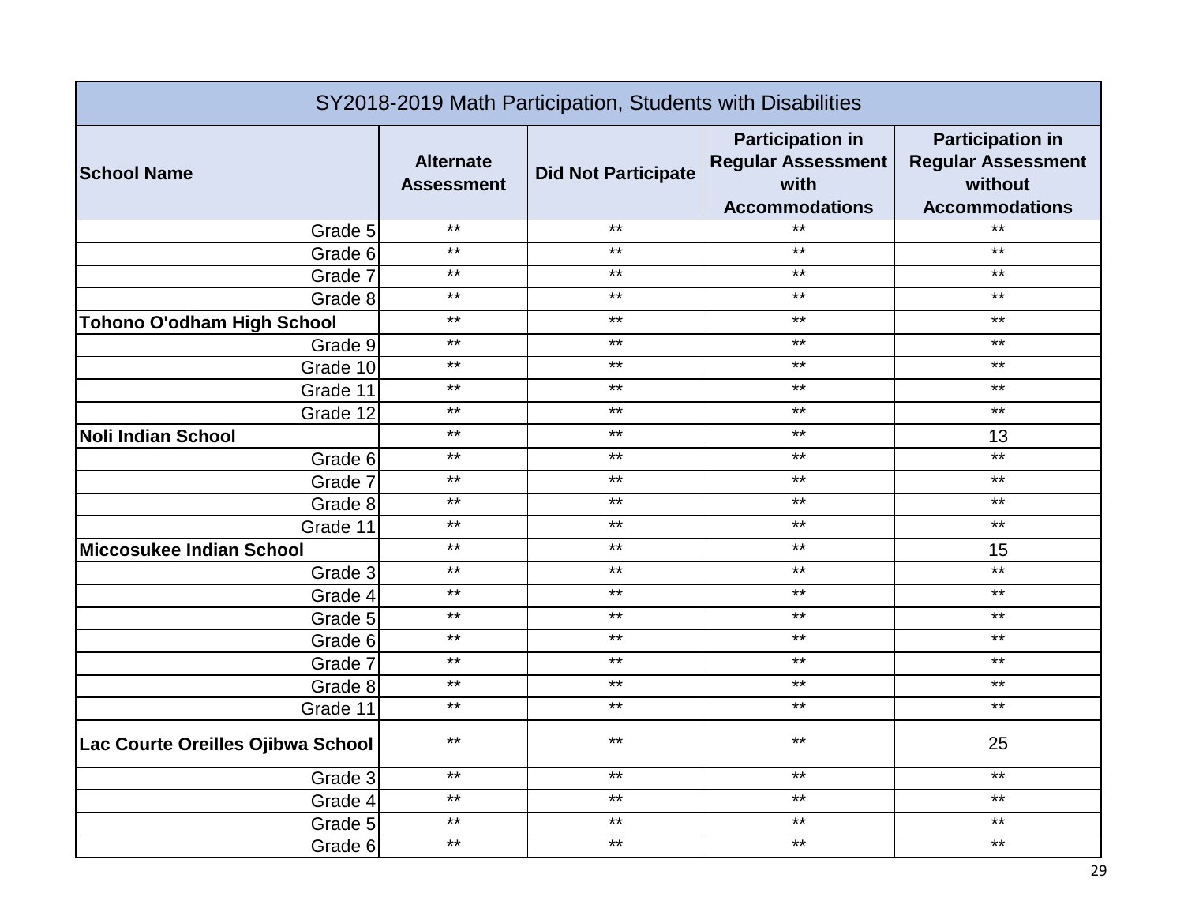| SY2018-2019 Math Participation, Students with Disabilities | | | | |
|---|---|---|---|---|
| **School Name** | **Alternate Assessment** | **Did Not Participate** | **Participation in Regular Assessment with Accommodations** | **Participation in Regular Assessment without Accommodations** |
| Grade 5 | ** | ** | ** | ** |
| Grade 6 | ** | ** | ** | ** |
| Grade 7 | ** | ** | ** | ** |
| Grade 8 | ** | ** | ** | ** |
| **Tohono O'odham High School** | ** | ** | ** | ** |
| Grade 9 | ** | ** | ** | ** |
| Grade 10 | ** | ** | ** | ** |
| Grade 11 | ** | ** | ** | ** |
| Grade 12 | ** | ** | ** | ** |
| **Noli Indian School** | ** | ** | ** | 13 |
| Grade 6 | ** | ** | ** | ** |
| Grade 7 | ** | ** | ** | ** |
| Grade 8 | ** | ** | ** | ** |
| Grade 11 | ** | ** | ** | ** |
| **Miccosukee Indian School** | ** | ** | ** | 15 |
| Grade 3 | ** | ** | ** | ** |
| Grade 4 | ** | ** | ** | ** |
| Grade 5 | ** | ** | ** | ** |
| Grade 6 | ** | ** | ** | ** |
| Grade 7 | ** | ** | ** | ** |
| Grade 8 | ** | ** | ** | ** |
| Grade 11 | ** | ** | ** | ** |
| **Lac Courte Oreilles Ojibwa School** | ** | ** | ** | 25 |
| Grade 3 | ** | ** | ** | ** |
| Grade 4 | ** | ** | ** | ** |
| Grade 5 | ** | ** | ** | ** |
| Grade 6 | ** | ** | ** | ** |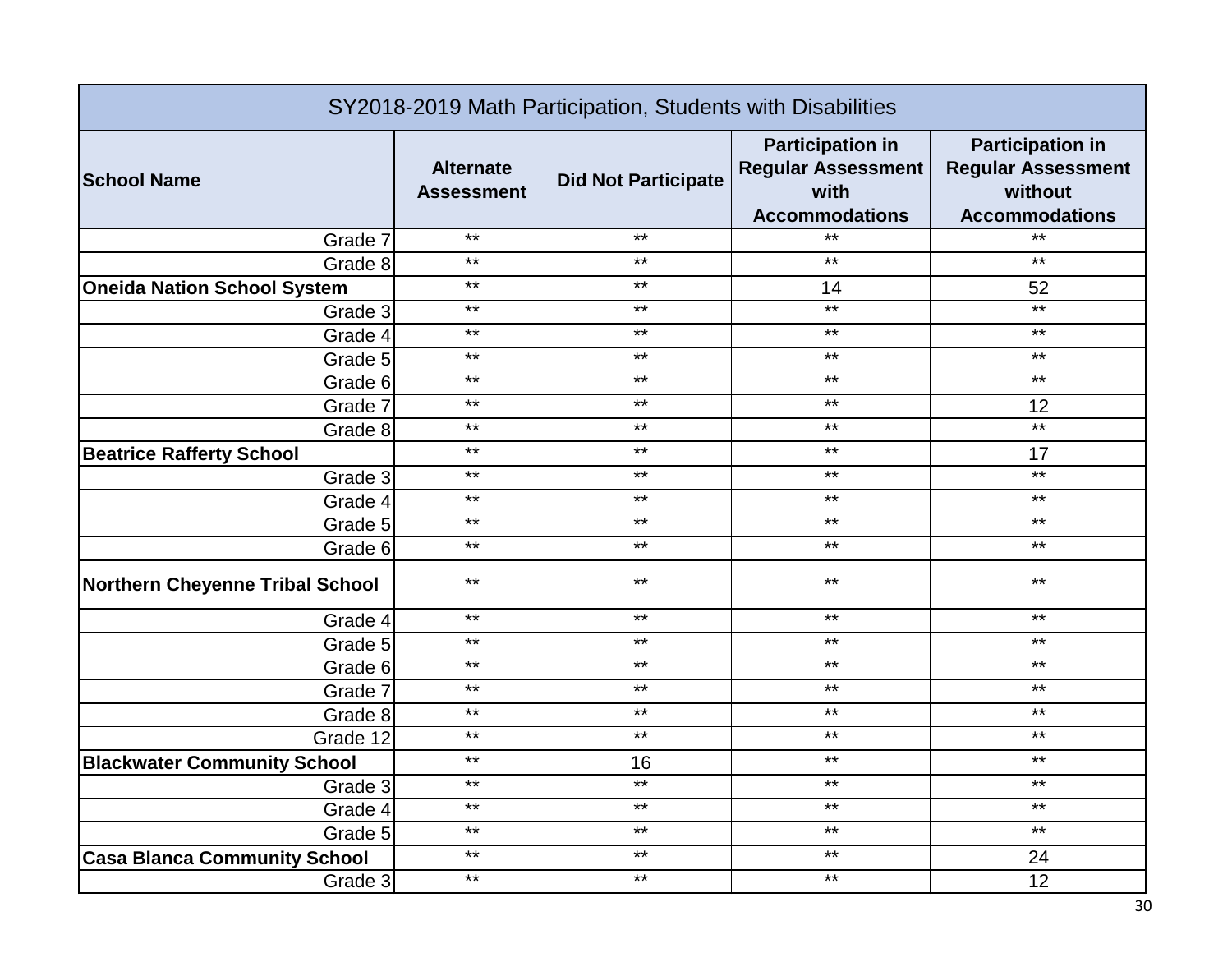| SY2018-2019 Math Participation, Students with Disabilities | | | | |
|---|---|---|---|---|
| **School Name** | **Alternate Assessment** | **Did Not Participate** | **Participation in Regular Assessment with Accommodations** | **Participation in Regular Assessment without Accommodations** |
| Grade 7 | ** | ** | ** | ** |
| Grade 8 | ** | ** | ** | ** |
| **Oneida Nation School System** | ** | ** | 14 | 52 |
| Grade 3 | ** | ** | ** | ** |
| Grade 4 | ** | ** | ** | ** |
| Grade 5 | ** | ** | ** | ** |
| Grade 6 | ** | ** | ** | ** |
| Grade 7 | ** | ** | ** | 12 |
| Grade 8 | ** | ** | ** | ** |
| **Beatrice Rafferty School** | ** | ** | ** | 17 |
| Grade 3 | ** | ** | ** | ** |
| Grade 4 | ** | ** | ** | ** |
| Grade 5 | ** | ** | ** | ** |
| Grade 6 | ** | ** | ** | ** |
| **Northern Cheyenne Tribal School** | ** | ** | ** | ** |
| Grade 4 | ** | ** | ** | ** |
| Grade 5 | ** | ** | ** | ** |
| Grade 6 | ** | ** | ** | ** |
| Grade 7 | ** | ** | ** | ** |
| Grade 8 | ** | ** | ** | ** |
| Grade 12 | ** | ** | ** | ** |
| **Blackwater Community School** | ** | 16 | ** | ** |
| Grade 3 | ** | ** | ** | ** |
| Grade 4 | ** | ** | ** | ** |
| Grade 5 | ** | ** | ** | ** |
| **Casa Blanca Community School** | ** | ** | ** | 24 |
| Grade 3 | ** | ** | ** | 12 |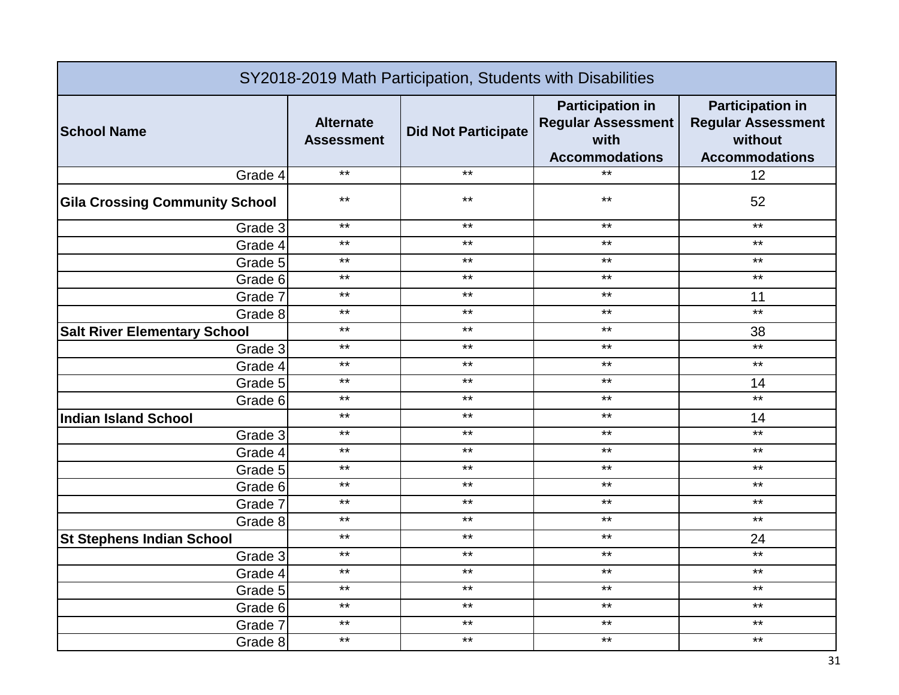| SY2018-2019 Math Participation, Students with Disabilities | | | | |
|---|---|---|---|---|
| **School Name** | **Alternate Assessment** | **Did Not Participate** | **Participation in Regular Assessment with Accommodations** | **Participation in Regular Assessment without Accommodations** |
| Grade 4 | ** | ** | ** | 12 |
| **Gila Crossing Community School** | ** | ** | ** | 52 |
| Grade 3 | ** | ** | ** | ** |
| Grade 4 | ** | ** | ** | ** |
| Grade 5 | ** | ** | ** | ** |
| Grade 6 | ** | ** | ** | ** |
| Grade 7 | ** | ** | ** | 11 |
| Grade 8 | ** | ** | ** | ** |
| **Salt River Elementary School** | ** | ** | ** | 38 |
| Grade 3 | ** | ** | ** | ** |
| Grade 4 | ** | ** | ** | ** |
| Grade 5 | ** | ** | ** | 14 |
| Grade 6 | ** | ** | ** | ** |
| **Indian Island School** | ** | ** | ** | 14 |
| Grade 3 | ** | ** | ** | ** |
| Grade 4 | ** | ** | ** | ** |
| Grade 5 | ** | ** | ** | ** |
| Grade 6 | ** | ** | ** | ** |
| Grade 7 | ** | ** | ** | ** |
| Grade 8 | ** | ** | ** | ** |
| **St Stephens Indian School** | ** | ** | ** | 24 |
| Grade 3 | ** | ** | ** | ** |
| Grade 4 | ** | ** | ** | ** |
| Grade 5 | ** | ** | ** | ** |
| Grade 6 | ** | ** | ** | ** |
| Grade 7 | ** | ** | ** | ** |
| Grade 8 | ** | ** | ** | ** |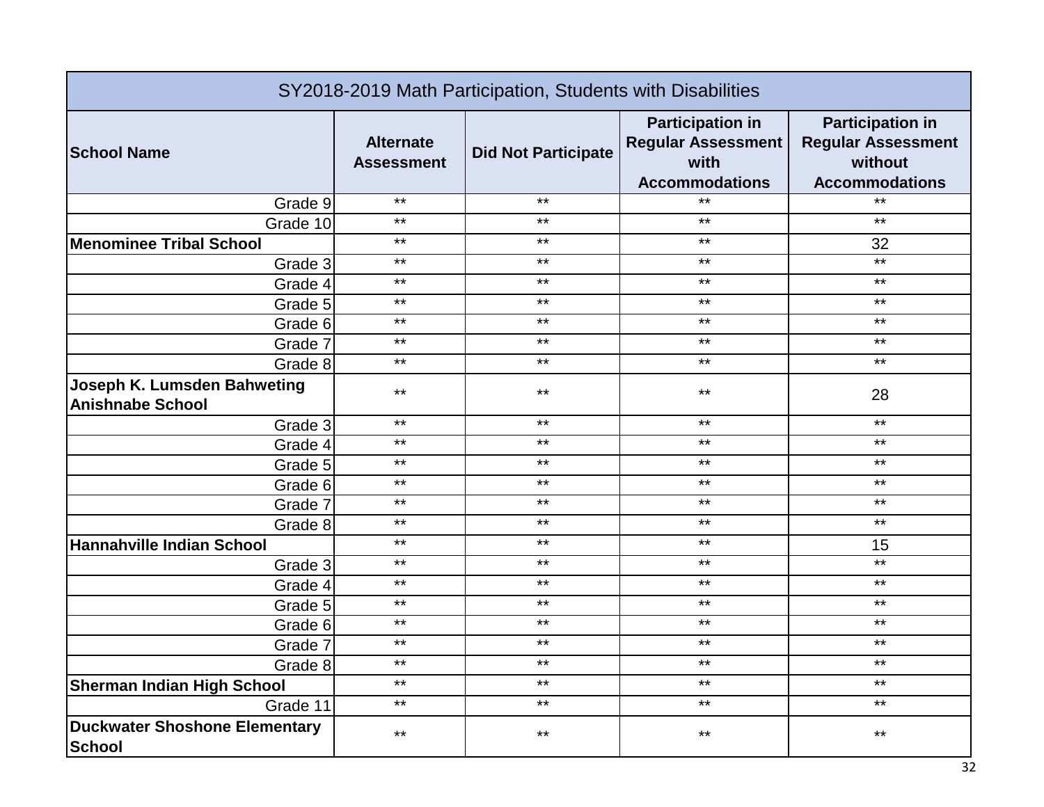| SY2018-2019 Math Participation, Students with Disabilities | | | | |
|---|---|---|---|---|
| **School Name** | **Alternate Assessment** | **Did Not Participate** | **Participation in Regular Assessment with Accommodations** | **Participation in Regular Assessment without Accommodations** |
| Grade 9 | ** | ** | ** | ** |
| Grade 10 | ** | ** | ** | ** |
| **Menominee Tribal School** | ** | ** | ** | 32 |
| Grade 3 | ** | ** | ** | ** |
| Grade 4 | ** | ** | ** | ** |
| Grade 5 | ** | ** | ** | ** |
| Grade 6 | ** | ** | ** | ** |
| Grade 7 | ** | ** | ** | ** |
| Grade 8 | ** | ** | ** | ** |
| **Joseph K. Lumsden Bahweting Anishnabe School** | ** | ** | ** | 28 |
| Grade 3 | ** | ** | ** | ** |
| Grade 4 | ** | ** | ** | ** |
| Grade 5 | ** | ** | ** | ** |
| Grade 6 | ** | ** | ** | ** |
| Grade 7 | ** | ** | ** | ** |
| Grade 8 | ** | ** | ** | ** |
| **Hannahville Indian School** | ** | ** | ** | 15 |
| Grade 3 | ** | ** | ** | ** |
| Grade 4 | ** | ** | ** | ** |
| Grade 5 | ** | ** | ** | ** |
| Grade 6 | ** | ** | ** | ** |
| Grade 7 | ** | ** | ** | ** |
| Grade 8 | ** | ** | ** | ** |
| **Sherman Indian High School** | ** | ** | ** | ** |
| Grade 11 | ** | ** | ** | ** |
| **Duckwater Shoshone Elementary School** | ** | ** | ** | ** |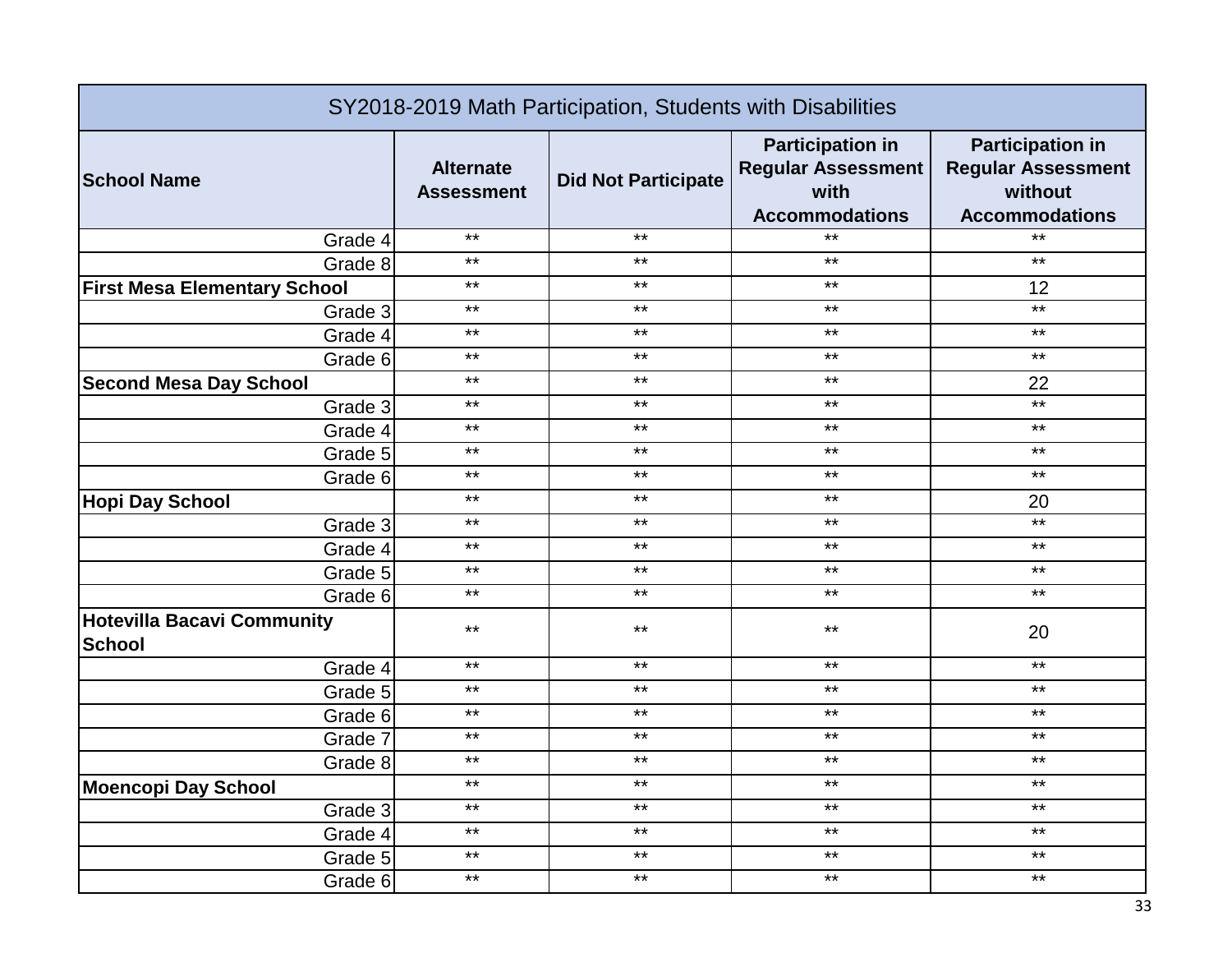| SY2018-2019 Math Participation, Students with Disabilities | | | | |
|---|---|---|---|---|
| **School Name** | **Alternate Assessment** | **Did Not Participate** | **Participation in Regular Assessment with Accommodations** | **Participation in Regular Assessment without Accommodations** |
| Grade 4 | ** | ** | ** | ** |
| Grade 8 | ** | ** | ** | ** |
| **First Mesa Elementary School** | ** | ** | ** | 12 |
| Grade 3 | ** | ** | ** | ** |
| Grade 4 | ** | ** | ** | ** |
| Grade 6 | ** | ** | ** | ** |
| **Second Mesa Day School** | ** | ** | ** | 22 |
| Grade 3 | ** | ** | ** | ** |
| Grade 4 | ** | ** | ** | ** |
| Grade 5 | ** | ** | ** | ** |
| Grade 6 | ** | ** | ** | ** |
| **Hopi Day School** | ** | ** | ** | 20 |
| Grade 3 | ** | ** | ** | ** |
| Grade 4 | ** | ** | ** | ** |
| Grade 5 | ** | ** | ** | ** |
| Grade 6 | ** | ** | ** | ** |
| **Hotevilla Bacavi Community School** | ** | ** | ** | 20 |
| Grade 4 | ** | ** | ** | ** |
| Grade 5 | ** | ** | ** | ** |
| Grade 6 | ** | ** | ** | ** |
| Grade 7 | ** | ** | ** | ** |
| Grade 8 | ** | ** | ** | ** |
| **Moencopi Day School** | ** | ** | ** | ** |
| Grade 3 | ** | ** | ** | ** |
| Grade 4 | ** | ** | ** | ** |
| Grade 5 | ** | ** | ** | ** |
| Grade 6 | ** | ** | ** | ** |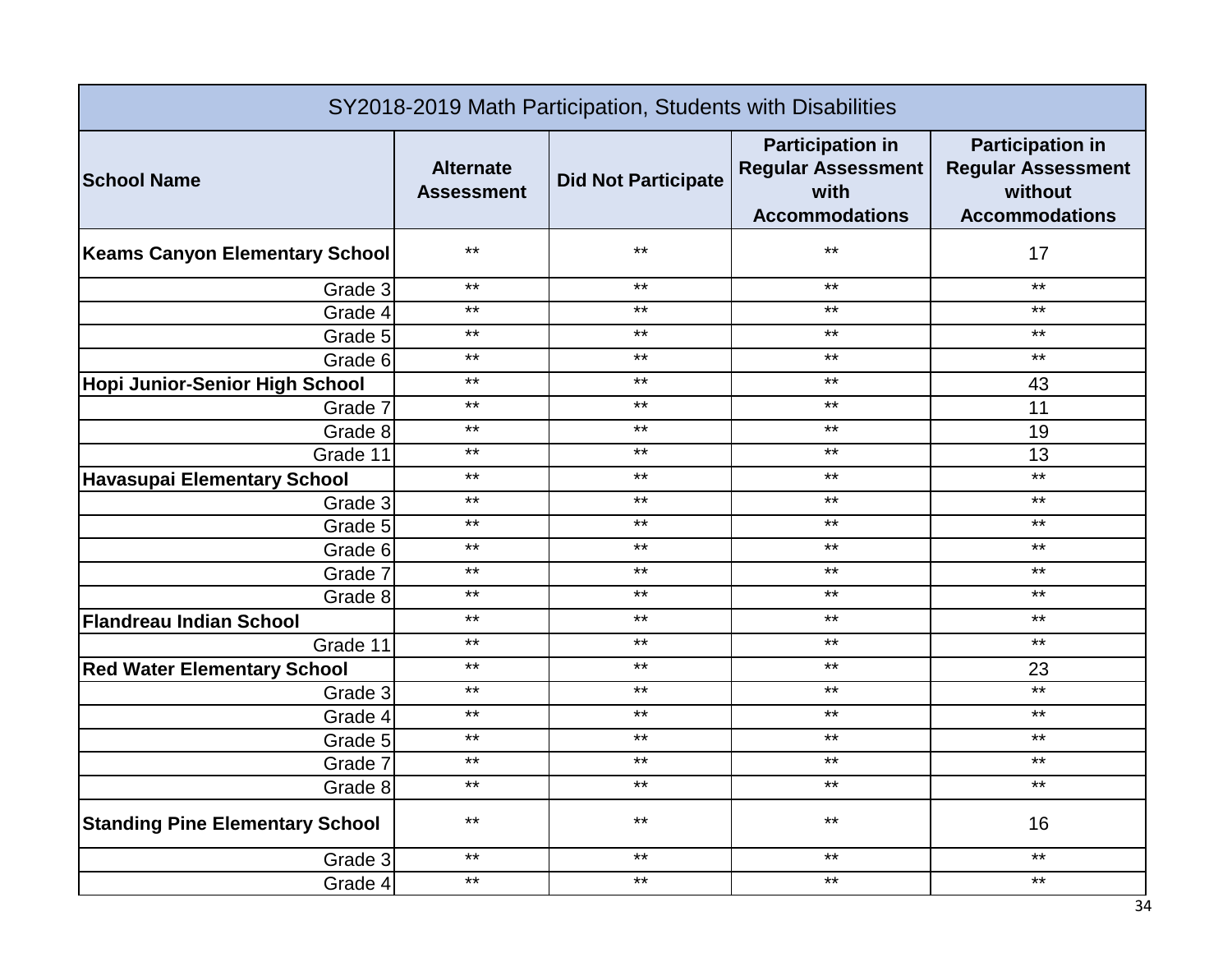| SY2018-2019 Math Participation, Students with Disabilities | | | | |
|---|---|---|---|---|
| **School Name** | **Alternate Assessment** | **Did Not Participate** | **Participation in Regular Assessment with Accommodations** | **Participation in Regular Assessment without Accommodations** |
| **Keams Canyon Elementary School** | ** | ** | ** | 17 |
| Grade 3 | ** | ** | ** | ** |
| Grade 4 | ** | ** | ** | ** |
| Grade 5 | ** | ** | ** | ** |
| Grade 6 | ** | ** | ** | ** |
| **Hopi Junior-Senior High School** | ** | ** | ** | 43 |
| Grade 7 | ** | ** | ** | 11 |
| Grade 8 | ** | ** | ** | 19 |
| Grade 11 | ** | ** | ** | 13 |
| **Havasupai Elementary School** | ** | ** | ** | ** |
| Grade 3 | ** | ** | ** | ** |
| Grade 5 | ** | ** | ** | ** |
| Grade 6 | ** | ** | ** | ** |
| Grade 7 | ** | ** | ** | ** |
| Grade 8 | ** | ** | ** | ** |
| **Flandreau Indian School** | ** | ** | ** | ** |
| Grade 11 | ** | ** | ** | ** |
| **Red Water Elementary School** | ** | ** | ** | 23 |
| Grade 3 | ** | ** | ** | ** |
| Grade 4 | ** | ** | ** | ** |
| Grade 5 | ** | ** | ** | ** |
| Grade 7 | ** | ** | ** | ** |
| Grade 8 | ** | ** | ** | ** |
| **Standing Pine Elementary School** | ** | ** | ** | 16 |
| Grade 3 | ** | ** | ** | ** |
| Grade 4 | ** | ** | ** | ** |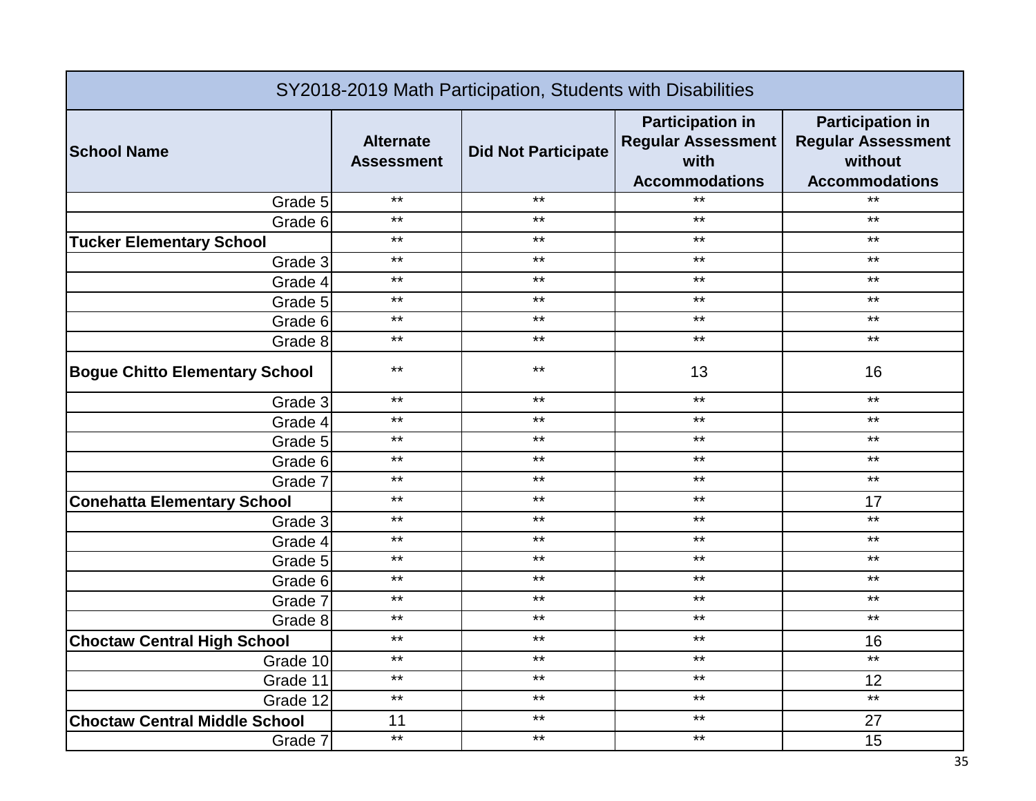| SY2018-2019 Math Participation, Students with Disabilities | | | | |
|---|---|---|---|---|
| **School Name** | **Alternate Assessment** | **Did Not Participate** | **Participation in Regular Assessment with Accommodations** | **Participation in Regular Assessment without Accommodations** |
| Grade 5 | ** | ** | ** | ** |
| Grade 6 | ** | ** | ** | ** |
| **Tucker Elementary School** | ** | ** | ** | ** |
| Grade 3 | ** | ** | ** | ** |
| Grade 4 | ** | ** | ** | ** |
| Grade 5 | ** | ** | ** | ** |
| Grade 6 | ** | ** | ** | ** |
| Grade 8 | ** | ** | ** | ** |
| **Bogue Chitto Elementary School** | ** | ** | 13 | 16 |
| Grade 3 | ** | ** | ** | ** |
| Grade 4 | ** | ** | ** | ** |
| Grade 5 | ** | ** | ** | ** |
| Grade 6 | ** | ** | ** | ** |
| Grade 7 | ** | ** | ** | ** |
| **Conehatta Elementary School** | ** | ** | ** | 17 |
| Grade 3 | ** | ** | ** | ** |
| Grade 4 | ** | ** | ** | ** |
| Grade 5 | ** | ** | ** | ** |
| Grade 6 | ** | ** | ** | ** |
| Grade 7 | ** | ** | ** | ** |
| Grade 8 | ** | ** | ** | ** |
| **Choctaw Central High School** | ** | ** | ** | 16 |
| Grade 10 | ** | ** | ** | ** |
| Grade 11 | ** | ** | ** | 12 |
| Grade 12 | ** | ** | ** | ** |
| **Choctaw Central Middle School** | 11 | ** | ** | 27 |
| Grade 7 | ** | ** | ** | 15 |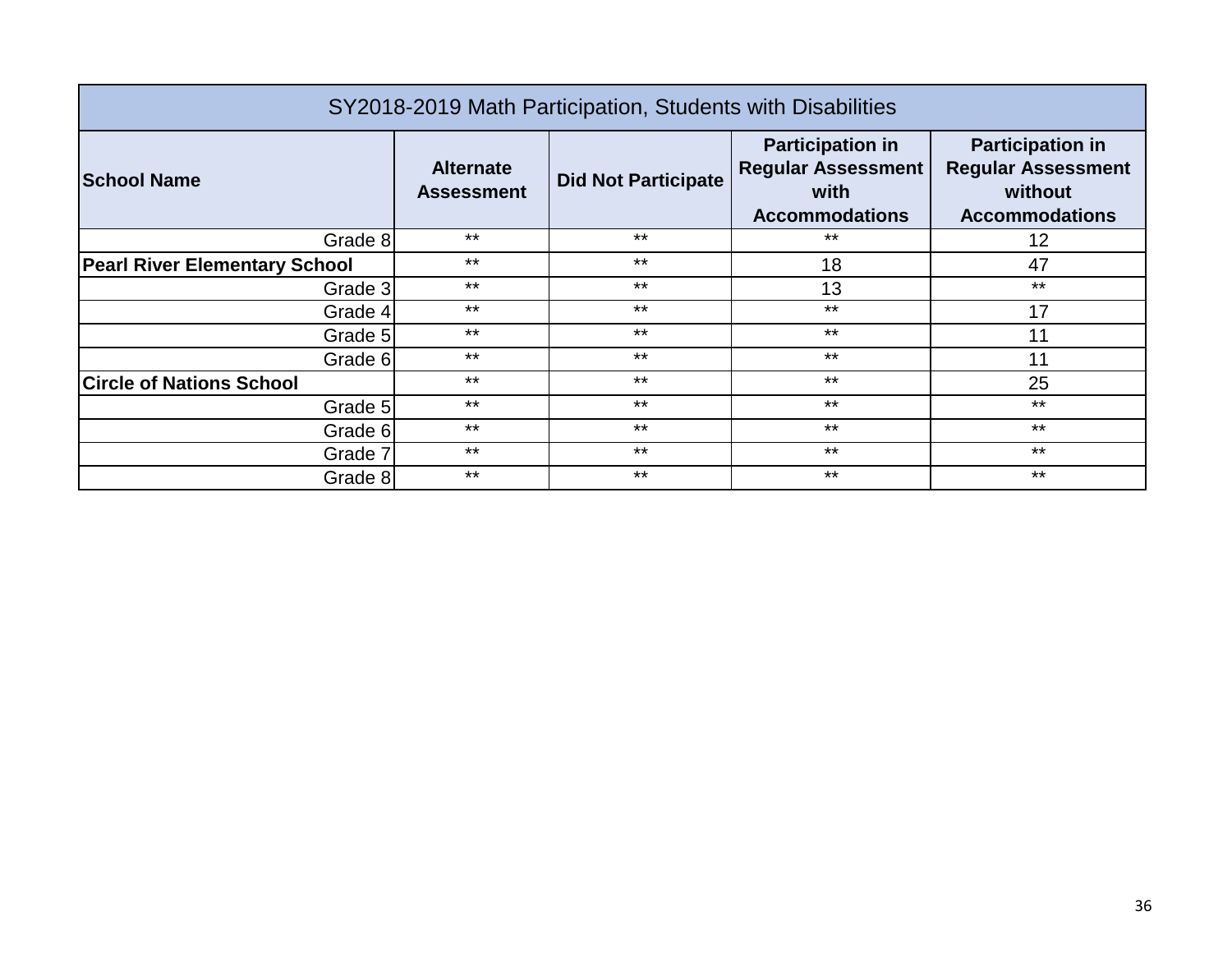| SY2018-2019 Math Participation, Students with Disabilities | | | | |
|---|---|---|---|---|
| **School Name** | **Alternate Assessment** | **Did Not Participate** | **Participation in Regular Assessment with Accommodations** | **Participation in Regular Assessment without Accommodations** |
| Grade 8 | ** | ** | ** | 12 |
| **Pearl River Elementary School** | ** | ** | 18 | 47 |
| Grade 3 | ** | ** | 13 | ** |
| Grade 4 | ** | ** | ** | 17 |
| Grade 5 | ** | ** | ** | 11 |
| Grade 6 | ** | ** | ** | 11 |
| **Circle of Nations School** | ** | ** | ** | 25 |
| Grade 5 | ** | ** | ** | ** |
| Grade 6 | ** | ** | ** | ** |
| Grade 7 | ** | ** | ** | ** |
| Grade 8 | ** | ** | ** | ** |